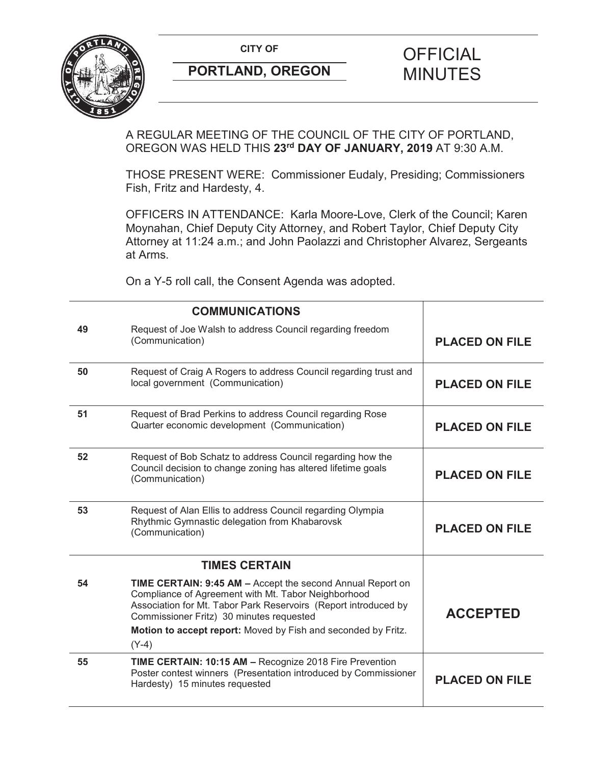CITY OF

**PORTLAND, OREGON**

# OFFICIAL MINUTES

A REGULAR MEETING OF THE COUNCIL OF THE CITY OF PORTLAND, OREGON WAS HELD THIS **23rd DAY OF JANUARY, 2019** AT 9:30 A.M.

THOSE PRESENT WERE: Commissioner Eudaly, Presiding; Commissioners Fish, Fritz and Hardesty, 4.

OFFICERS IN ATTENDANCE: Karla Moore-Love, Clerk of the Council; Karen Moynahan, Chief Deputy City Attorney, and Robert Taylor, Chief Deputy City Attorney at 11:24 a.m.; and John Paolazzi and Christopher Alvarez, Sergeants at Arms.

On a Y-5 roll call, the Consent Agenda was adopted.

| | **COMMUNICATIONS** | |
|---|---|---|
| **49** | Request of Joe Walsh to address Council regarding freedom (Communication) | **PLACED ON FILE** |
| **50** | Request of Craig A Rogers to address Council regarding trust and local government (Communication) | **PLACED ON FILE** |
| **51** | Request of Brad Perkins to address Council regarding Rose Quarter economic development (Communication) | **PLACED ON FILE** |
| **52** | Request of Bob Schatz to address Council regarding how the Council decision to change zoning has altered lifetime goals (Communication) | **PLACED ON FILE** |
| **53** | Request of Alan Ellis to address Council regarding Olympia Rhythmic Gymnastic delegation from Khabarovsk (Communication) | **PLACED ON FILE** |
| | **TIMES CERTAIN** | |
| **54** | **TIME CERTAIN: 9:45 AM –** Accept the second Annual Report on Compliance of Agreement with Mt. Tabor Neighborhood Association for Mt. Tabor Park Reservoirs (Report introduced by Commissioner Fritz) 30 minutes requested<br>**Motion to accept report:** Moved by Fish and seconded by Fritz. (Y-4) | **ACCEPTED** |
| **55** | **TIME CERTAIN: 10:15 AM –** Recognize 2018 Fire Prevention Poster contest winners (Presentation introduced by Commissioner Hardesty) 15 minutes requested | **PLACED ON FILE** |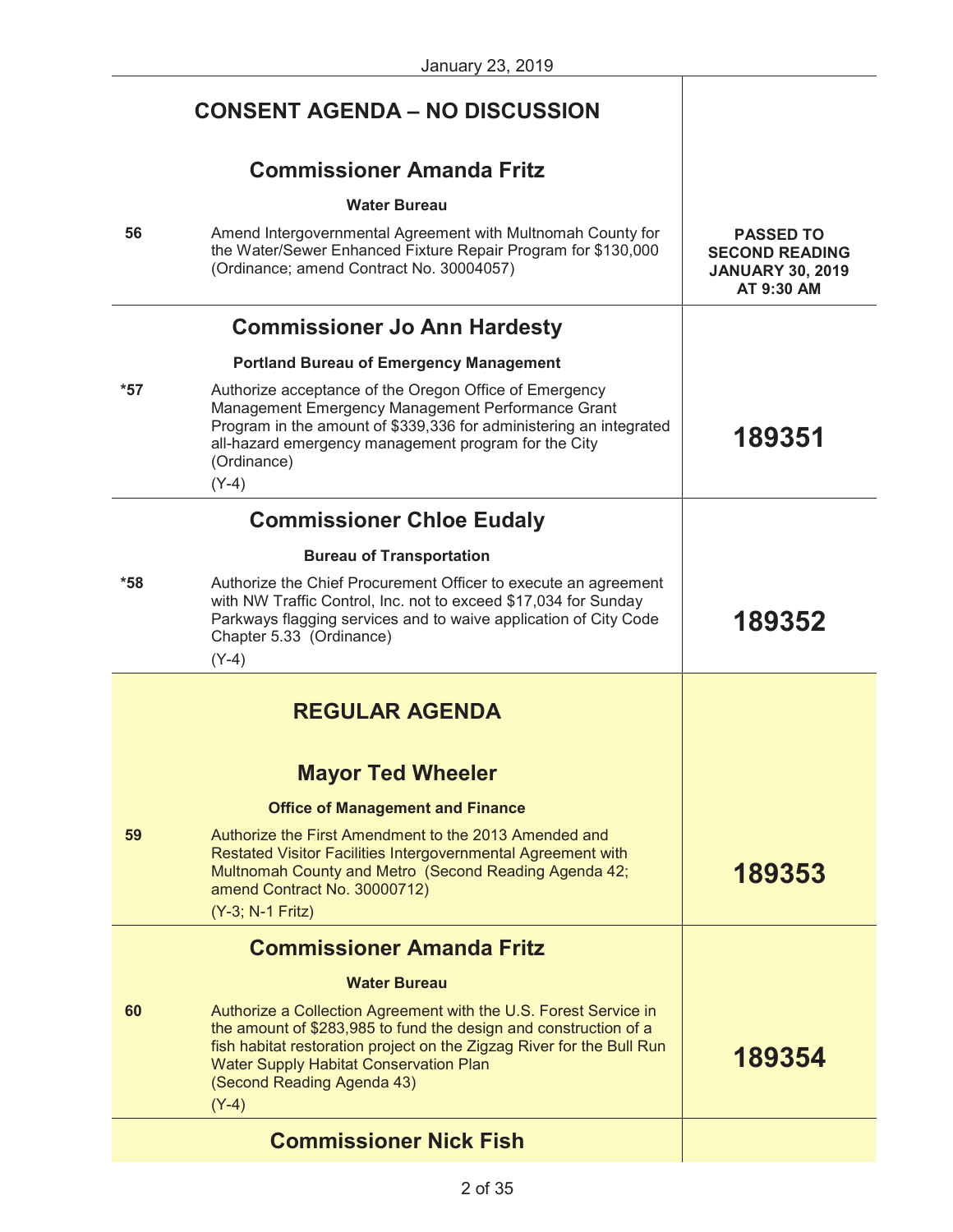## CONSENT AGENDA – NO DISCUSSION

### Commissioner Amanda Fritz

**Water Bureau**

| | | |
|---|---|---|
| 56 | Amend Intergovernmental Agreement with Multnomah County for the Water/Sewer Enhanced Fixture Repair Program for $130,000 (Ordinance; amend Contract No. 30004057) | **PASSED TO SECOND READING JANUARY 30, 2019 AT 9:30 AM** |

### Commissioner Jo Ann Hardesty

**Portland Bureau of Emergency Management**

| | | |
|---|---|---|
| *57 | Authorize acceptance of the Oregon Office of Emergency Management Emergency Management Performance Grant Program in the amount of $339,336 for administering an integrated all-hazard emergency management program for the City (Ordinance)<br>(Y-4) | **189351** |

### Commissioner Chloe Eudaly

**Bureau of Transportation**

| | | |
|---|---|---|
| *58 | Authorize the Chief Procurement Officer to execute an agreement with NW Traffic Control, Inc. not to exceed $17,034 for Sunday Parkways flagging services and to waive application of City Code Chapter 5.33 (Ordinance)<br>(Y-4) | **189352** |

## REGULAR AGENDA

### Mayor Ted Wheeler

**Office of Management and Finance**

| | | |
|---|---|---|
| 59 | Authorize the First Amendment to the 2013 Amended and Restated Visitor Facilities Intergovernmental Agreement with Multnomah County and Metro (Second Reading Agenda 42; amend Contract No. 30000712)<br>(Y-3; N-1 Fritz) | **189353** |

### Commissioner Amanda Fritz

**Water Bureau**

| | | |
|---|---|---|
| 60 | Authorize a Collection Agreement with the U.S. Forest Service in the amount of $283,985 to fund the design and construction of a fish habitat restoration project on the Zigzag River for the Bull Run Water Supply Habitat Conservation Plan (Second Reading Agenda 43)<br>(Y-4) | **189354** |

### Commissioner Nick Fish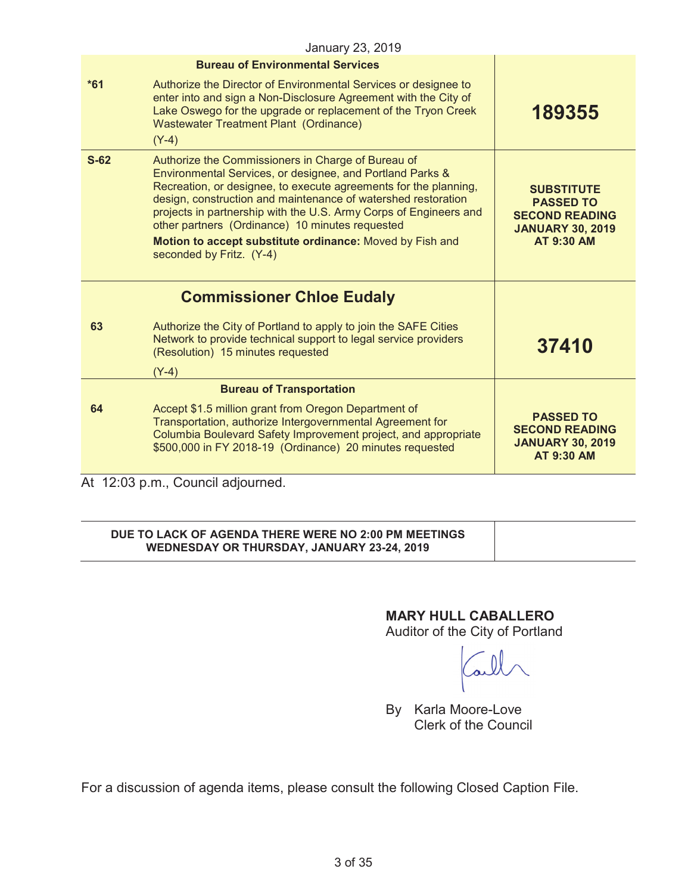January 23, 2019

| | **Bureau of Environmental Services** | |
|---|---|---|
| ***61** | Authorize the Director of Environmental Services or designee to enter into and sign a Non-Disclosure Agreement with the City of Lake Oswego for the upgrade or replacement of the Tryon Creek Wastewater Treatment Plant (Ordinance)<br>(Y-4) | **189355** |
| **S-62** | Authorize the Commissioners in Charge of Bureau of Environmental Services, or designee, and Portland Parks & Recreation, or designee, to execute agreements for the planning, design, construction and maintenance of watershed restoration projects in partnership with the U.S. Army Corps of Engineers and other partners (Ordinance) 10 minutes requested<br>**Motion to accept substitute ordinance:** Moved by Fish and seconded by Fritz. (Y-4) | **SUBSTITUTE PASSED TO SECOND READING JANUARY 30, 2019 AT 9:30 AM** |
| | **Commissioner Chloe Eudaly** | |
| **63** | Authorize the City of Portland to apply to join the SAFE Cities Network to provide technical support to legal service providers (Resolution) 15 minutes requested<br>(Y-4) | **37410** |
| | **Bureau of Transportation** | |
| **64** | Accept $1.5 million grant from Oregon Department of Transportation, authorize Intergovernmental Agreement for Columbia Boulevard Safety Improvement project, and appropriate $500,000 in FY 2018-19 (Ordinance) 20 minutes requested | **PASSED TO SECOND READING JANUARY 30, 2019 AT 9:30 AM** |

At 12:03 p.m., Council adjourned.

**DUE TO LACK OF AGENDA THERE WERE NO 2:00 PM MEETINGS WEDNESDAY OR THURSDAY, JANUARY 23-24, 2019**

**MARY HULL CABALLERO**
Auditor of the City of Portland

By Karla Moore-Love
Clerk of the Council

For a discussion of agenda items, please consult the following Closed Caption File.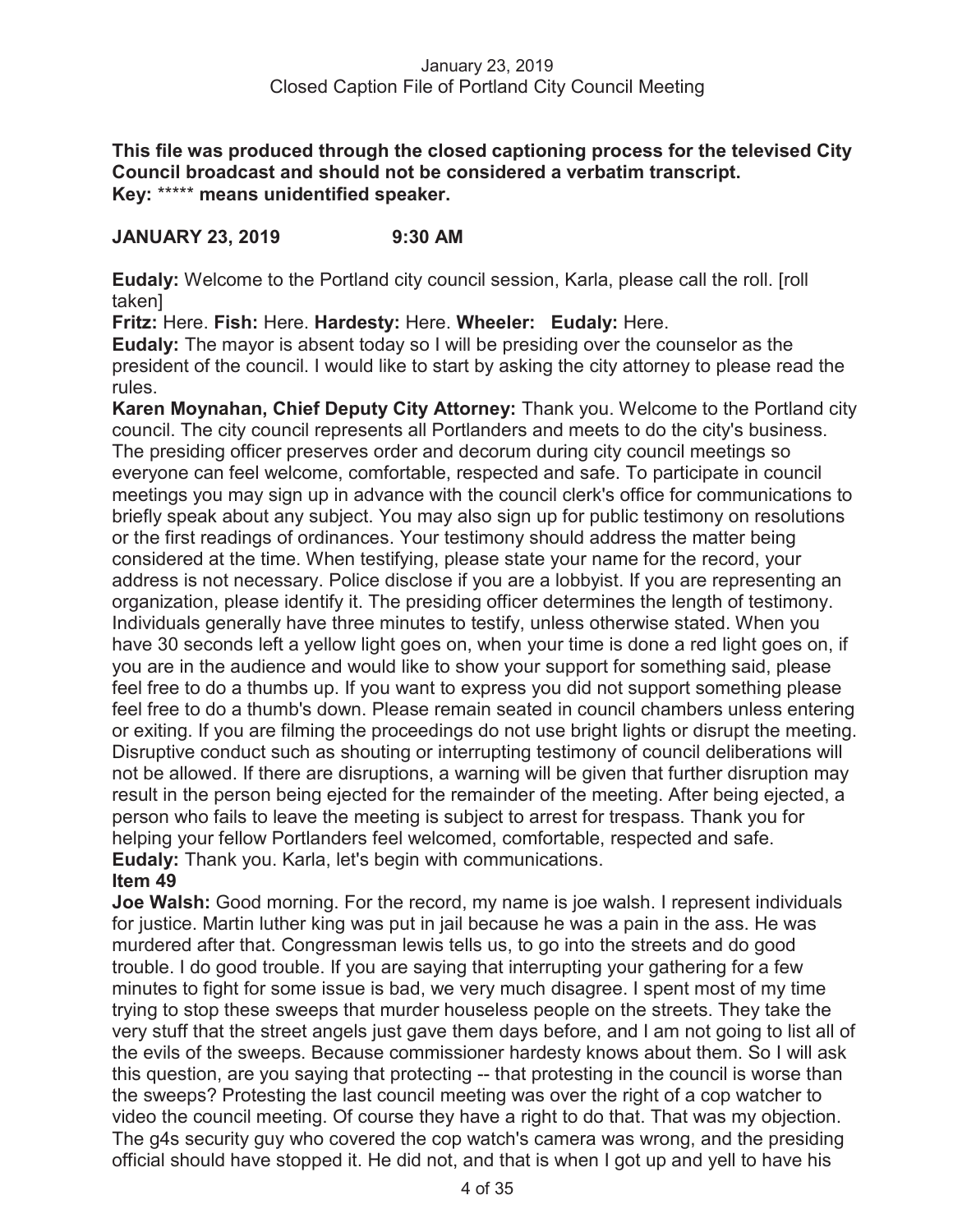**This file was produced through the closed captioning process for the televised City Council broadcast and should not be considered a verbatim transcript.**
**Key: ***** means unidentified speaker.**

**JANUARY 23, 2019 9:30 AM**

**Eudaly:** Welcome to the Portland city council session, Karla, please call the roll. [roll taken]

**Fritz:** Here. **Fish:** Here. **Hardesty:** Here. **Wheeler:** **Eudaly:** Here.

**Eudaly:** The mayor is absent today so I will be presiding over the counselor as the president of the council. I would like to start by asking the city attorney to please read the rules.

**Karen Moynahan, Chief Deputy City Attorney:** Thank you. Welcome to the Portland city council. The city council represents all Portlanders and meets to do the city's business. The presiding officer preserves order and decorum during city council meetings so everyone can feel welcome, comfortable, respected and safe. To participate in council meetings you may sign up in advance with the council clerk's office for communications to briefly speak about any subject. You may also sign up for public testimony on resolutions or the first readings of ordinances. Your testimony should address the matter being considered at the time. When testifying, please state your name for the record, your address is not necessary. Police disclose if you are a lobbyist. If you are representing an organization, please identify it. The presiding officer determines the length of testimony. Individuals generally have three minutes to testify, unless otherwise stated. When you have 30 seconds left a yellow light goes on, when your time is done a red light goes on, if you are in the audience and would like to show your support for something said, please feel free to do a thumbs up. If you want to express you did not support something please feel free to do a thumb's down. Please remain seated in council chambers unless entering or exiting. If you are filming the proceedings do not use bright lights or disrupt the meeting. Disruptive conduct such as shouting or interrupting testimony of council deliberations will not be allowed. If there are disruptions, a warning will be given that further disruption may result in the person being ejected for the remainder of the meeting. After being ejected, a person who fails to leave the meeting is subject to arrest for trespass. Thank you for helping your fellow Portlanders feel welcomed, comfortable, respected and safe.

**Eudaly:** Thank you. Karla, let's begin with communications.

**Item 49**

**Joe Walsh:** Good morning. For the record, my name is joe walsh. I represent individuals for justice. Martin luther king was put in jail because he was a pain in the ass. He was murdered after that. Congressman lewis tells us, to go into the streets and do good trouble. I do good trouble. If you are saying that interrupting your gathering for a few minutes to fight for some issue is bad, we very much disagree. I spent most of my time trying to stop these sweeps that murder houseless people on the streets. They take the very stuff that the street angels just gave them days before, and I am not going to list all of the evils of the sweeps. Because commissioner hardesty knows about them. So I will ask this question, are you saying that protecting -- that protesting in the council is worse than the sweeps? Protesting the last council meeting was over the right of a cop watcher to video the council meeting. Of course they have a right to do that. That was my objection. The g4s security guy who covered the cop watch's camera was wrong, and the presiding official should have stopped it. He did not, and that is when I got up and yell to have his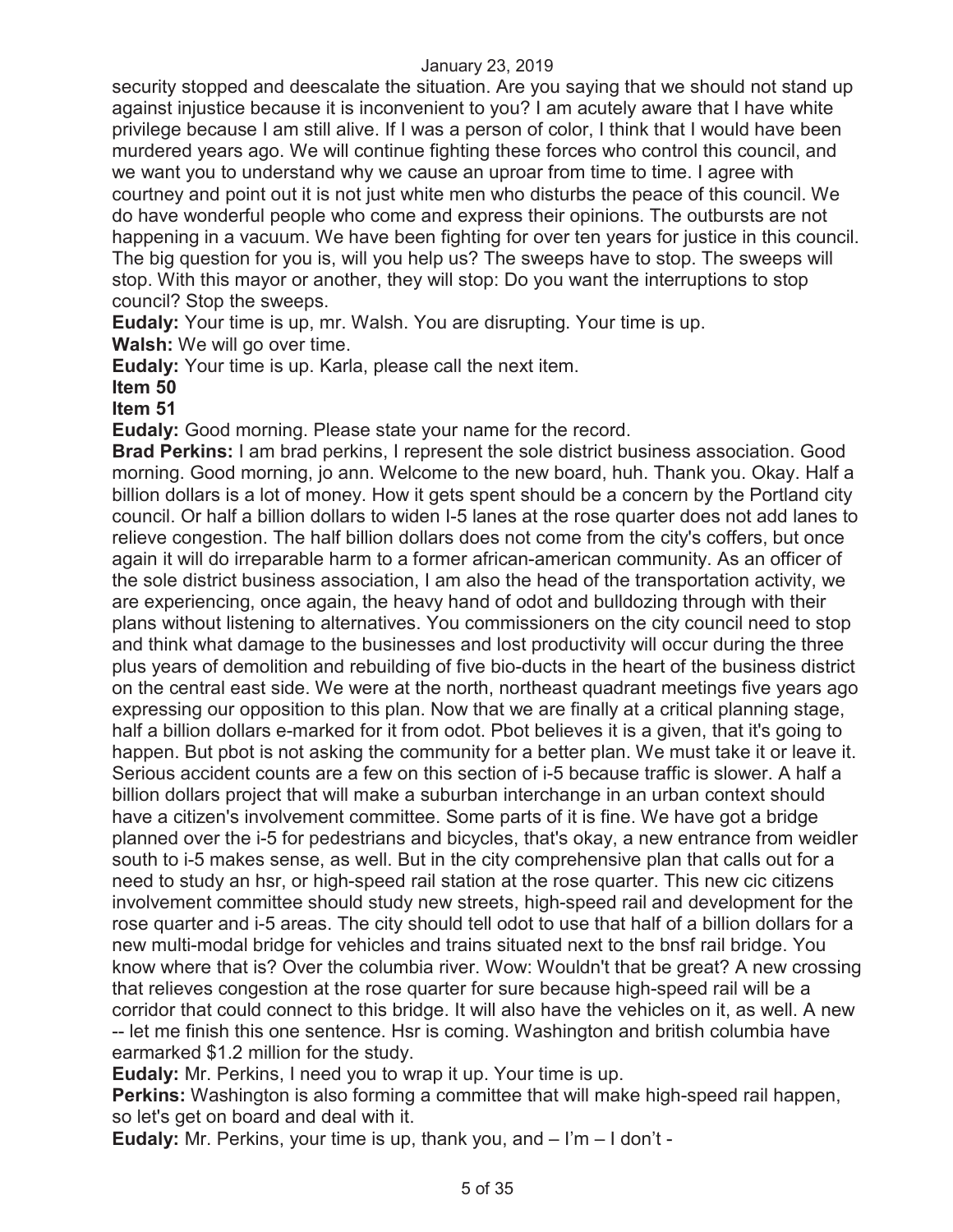security stopped and deescalate the situation. Are you saying that we should not stand up against injustice because it is inconvenient to you? I am acutely aware that I have white privilege because I am still alive. If I was a person of color, I think that I would have been murdered years ago. We will continue fighting these forces who control this council, and we want you to understand why we cause an uproar from time to time. I agree with courtney and point out it is not just white men who disturbs the peace of this council. We do have wonderful people who come and express their opinions. The outbursts are not happening in a vacuum. We have been fighting for over ten years for justice in this council. The big question for you is, will you help us? The sweeps have to stop. The sweeps will stop. With this mayor or another, they will stop: Do you want the interruptions to stop council? Stop the sweeps.

**Eudaly:** Your time is up, mr. Walsh. You are disrupting. Your time is up.

**Walsh:** We will go over time.

**Eudaly:** Your time is up. Karla, please call the next item.

**Item 50**

**Item 51**

**Eudaly:** Good morning. Please state your name for the record.

**Brad Perkins:** I am brad perkins, I represent the sole district business association. Good morning. Good morning, jo ann. Welcome to the new board, huh. Thank you. Okay. Half a billion dollars is a lot of money. How it gets spent should be a concern by the Portland city council. Or half a billion dollars to widen I-5 lanes at the rose quarter does not add lanes to relieve congestion. The half billion dollars does not come from the city's coffers, but once again it will do irreparable harm to a former african-american community. As an officer of the sole district business association, I am also the head of the transportation activity, we are experiencing, once again, the heavy hand of odot and bulldozing through with their plans without listening to alternatives. You commissioners on the city council need to stop and think what damage to the businesses and lost productivity will occur during the three plus years of demolition and rebuilding of five bio-ducts in the heart of the business district on the central east side. We were at the north, northeast quadrant meetings five years ago expressing our opposition to this plan. Now that we are finally at a critical planning stage, half a billion dollars e-marked for it from odot. Pbot believes it is a given, that it's going to happen. But pbot is not asking the community for a better plan. We must take it or leave it. Serious accident counts are a few on this section of i-5 because traffic is slower. A half a billion dollars project that will make a suburban interchange in an urban context should have a citizen's involvement committee. Some parts of it is fine. We have got a bridge planned over the i-5 for pedestrians and bicycles, that's okay, a new entrance from weidler south to i-5 makes sense, as well. But in the city comprehensive plan that calls out for a need to study an hsr, or high-speed rail station at the rose quarter. This new cic citizens involvement committee should study new streets, high-speed rail and development for the rose quarter and i-5 areas. The city should tell odot to use that half of a billion dollars for a new multi-modal bridge for vehicles and trains situated next to the bnsf rail bridge. You know where that is? Over the columbia river. Wow: Wouldn't that be great? A new crossing that relieves congestion at the rose quarter for sure because high-speed rail will be a corridor that could connect to this bridge. It will also have the vehicles on it, as well. A new -- let me finish this one sentence. Hsr is coming. Washington and british columbia have earmarked $1.2 million for the study.

**Eudaly:** Mr. Perkins, I need you to wrap it up. Your time is up.

**Perkins:** Washington is also forming a committee that will make high-speed rail happen, so let's get on board and deal with it.

**Eudaly:** Mr. Perkins, your time is up, thank you, and – I'm – I don't -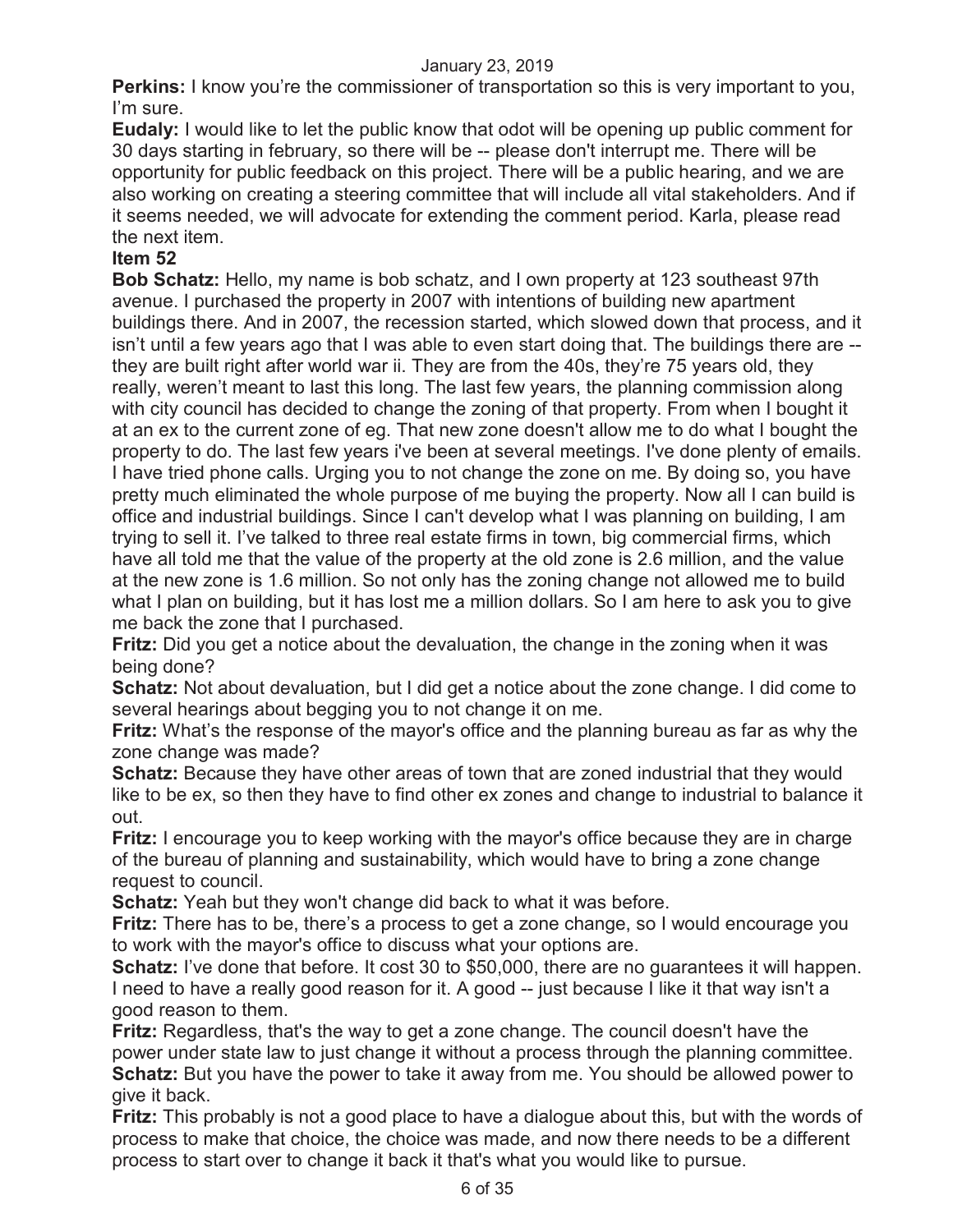**Perkins:** I know you're the commissioner of transportation so this is very important to you, I'm sure.

**Eudaly:** I would like to let the public know that odot will be opening up public comment for 30 days starting in february, so there will be -- please don't interrupt me. There will be opportunity for public feedback on this project. There will be a public hearing, and we are also working on creating a steering committee that will include all vital stakeholders. And if it seems needed, we will advocate for extending the comment period. Karla, please read the next item.

**Item 52**

**Bob Schatz:** Hello, my name is bob schatz, and I own property at 123 southeast 97th avenue. I purchased the property in 2007 with intentions of building new apartment buildings there. And in 2007, the recession started, which slowed down that process, and it isn't until a few years ago that I was able to even start doing that. The buildings there are -- they are built right after world war ii. They are from the 40s, they're 75 years old, they really, weren't meant to last this long. The last few years, the planning commission along with city council has decided to change the zoning of that property. From when I bought it at an ex to the current zone of eg. That new zone doesn't allow me to do what I bought the property to do. The last few years i've been at several meetings. I've done plenty of emails. I have tried phone calls. Urging you to not change the zone on me. By doing so, you have pretty much eliminated the whole purpose of me buying the property. Now all I can build is office and industrial buildings. Since I can't develop what I was planning on building, I am trying to sell it. I've talked to three real estate firms in town, big commercial firms, which have all told me that the value of the property at the old zone is 2.6 million, and the value at the new zone is 1.6 million. So not only has the zoning change not allowed me to build what I plan on building, but it has lost me a million dollars. So I am here to ask you to give me back the zone that I purchased.

**Fritz:** Did you get a notice about the devaluation, the change in the zoning when it was being done?

**Schatz:** Not about devaluation, but I did get a notice about the zone change. I did come to several hearings about begging you to not change it on me.

**Fritz:** What's the response of the mayor's office and the planning bureau as far as why the zone change was made?

**Schatz:** Because they have other areas of town that are zoned industrial that they would like to be ex, so then they have to find other ex zones and change to industrial to balance it out.

**Fritz:** I encourage you to keep working with the mayor's office because they are in charge of the bureau of planning and sustainability, which would have to bring a zone change request to council.

**Schatz:** Yeah but they won't change did back to what it was before.

**Fritz:** There has to be, there's a process to get a zone change, so I would encourage you to work with the mayor's office to discuss what your options are.

**Schatz:** I've done that before. It cost 30 to $50,000, there are no guarantees it will happen. I need to have a really good reason for it. A good -- just because I like it that way isn't a good reason to them.

**Fritz:** Regardless, that's the way to get a zone change. The council doesn't have the power under state law to just change it without a process through the planning committee.

**Schatz:** But you have the power to take it away from me. You should be allowed power to give it back.

**Fritz:** This probably is not a good place to have a dialogue about this, but with the words of process to make that choice, the choice was made, and now there needs to be a different process to start over to change it back it that's what you would like to pursue.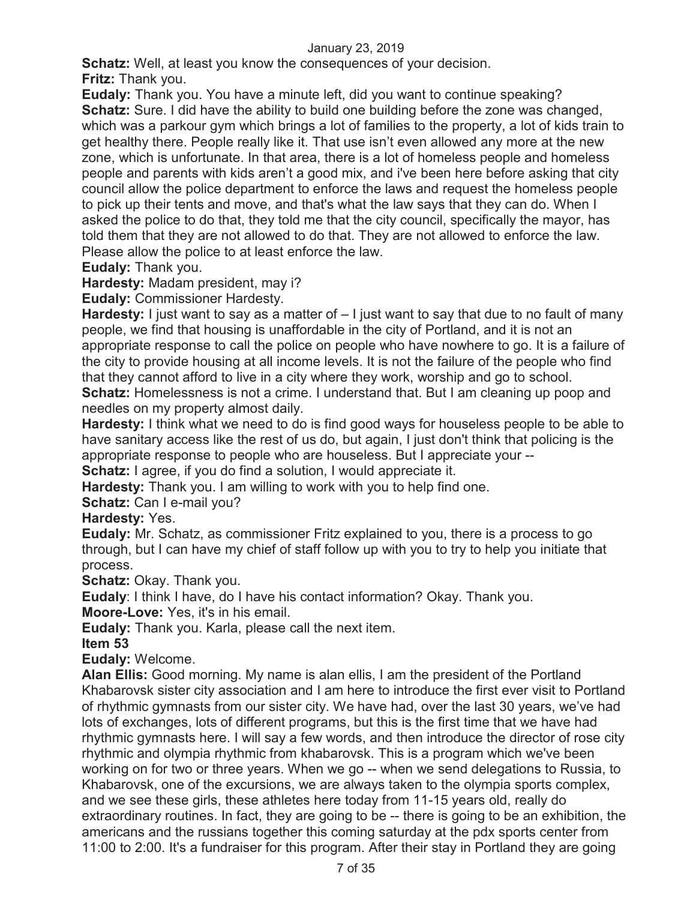**Schatz:** Well, at least you know the consequences of your decision.

**Fritz:** Thank you.

**Eudaly:** Thank you. You have a minute left, did you want to continue speaking?

**Schatz:** Sure. I did have the ability to build one building before the zone was changed, which was a parkour gym which brings a lot of families to the property, a lot of kids train to get healthy there. People really like it. That use isn't even allowed any more at the new zone, which is unfortunate. In that area, there is a lot of homeless people and homeless people and parents with kids aren't a good mix, and i've been here before asking that city council allow the police department to enforce the laws and request the homeless people to pick up their tents and move, and that's what the law says that they can do. When I asked the police to do that, they told me that the city council, specifically the mayor, has told them that they are not allowed to do that. They are not allowed to enforce the law. Please allow the police to at least enforce the law.

**Eudaly:** Thank you.

**Hardesty:** Madam president, may i?

**Eudaly:** Commissioner Hardesty.

**Hardesty:** I just want to say as a matter of – I just want to say that due to no fault of many people, we find that housing is unaffordable in the city of Portland, and it is not an appropriate response to call the police on people who have nowhere to go. It is a failure of the city to provide housing at all income levels. It is not the failure of the people who find that they cannot afford to live in a city where they work, worship and go to school.

**Schatz:** Homelessness is not a crime. I understand that. But I am cleaning up poop and needles on my property almost daily.

**Hardesty:** I think what we need to do is find good ways for houseless people to be able to have sanitary access like the rest of us do, but again, I just don't think that policing is the appropriate response to people who are houseless. But I appreciate your --

**Schatz:** I agree, if you do find a solution, I would appreciate it.

**Hardesty:** Thank you. I am willing to work with you to help find one.

**Schatz:** Can I e-mail you?

**Hardesty:** Yes.

**Eudaly:** Mr. Schatz, as commissioner Fritz explained to you, there is a process to go through, but I can have my chief of staff follow up with you to try to help you initiate that process.

**Schatz:** Okay. Thank you.

**Eudaly**: I think I have, do I have his contact information? Okay. Thank you.

**Moore-Love:** Yes, it's in his email.

**Eudaly:** Thank you. Karla, please call the next item.

**Item 53**

**Eudaly:** Welcome.

**Alan Ellis:** Good morning. My name is alan ellis, I am the president of the Portland Khabarovsk sister city association and I am here to introduce the first ever visit to Portland of rhythmic gymnasts from our sister city. We have had, over the last 30 years, we've had lots of exchanges, lots of different programs, but this is the first time that we have had rhythmic gymnasts here. I will say a few words, and then introduce the director of rose city rhythmic and olympia rhythmic from khabarovsk. This is a program which we've been working on for two or three years. When we go -- when we send delegations to Russia, to Khabarovsk, one of the excursions, we are always taken to the olympia sports complex, and we see these girls, these athletes here today from 11-15 years old, really do extraordinary routines. In fact, they are going to be -- there is going to be an exhibition, the americans and the russians together this coming saturday at the pdx sports center from 11:00 to 2:00. It's a fundraiser for this program. After their stay in Portland they are going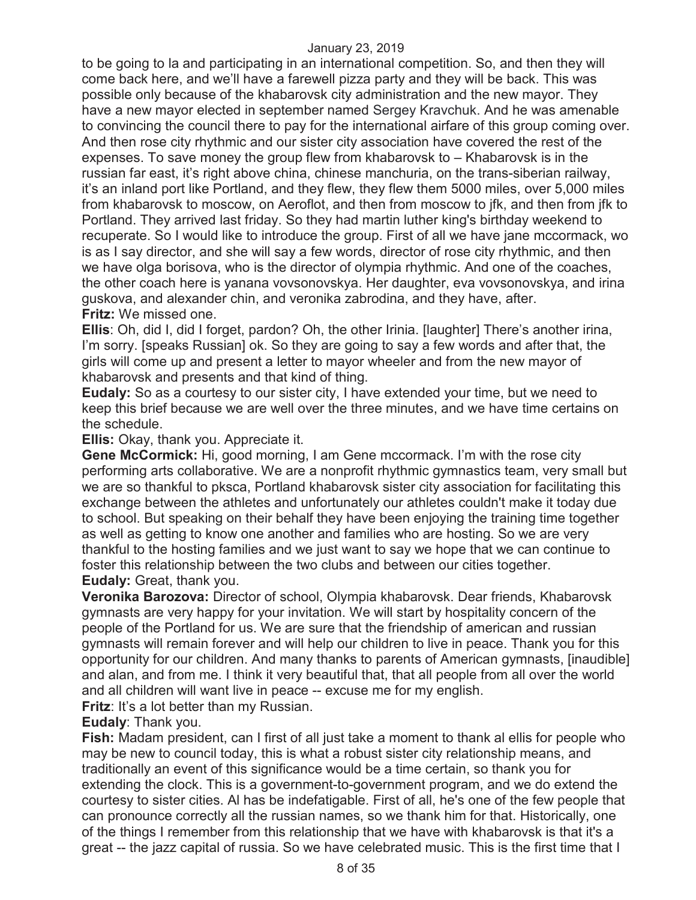to be going to la and participating in an international competition. So, and then they will come back here, and we'll have a farewell pizza party and they will be back. This was possible only because of the khabarovsk city administration and the new mayor. They have a new mayor elected in september named Sergey Kravchuk. And he was amenable to convincing the council there to pay for the international airfare of this group coming over. And then rose city rhythmic and our sister city association have covered the rest of the expenses. To save money the group flew from khabarovsk to – Khabarovsk is in the russian far east, it's right above china, chinese manchuria, on the trans-siberian railway, it's an inland port like Portland, and they flew, they flew them 5000 miles, over 5,000 miles from khabarovsk to moscow, on Aeroflot, and then from moscow to jfk, and then from jfk to Portland. They arrived last friday. So they had martin luther king's birthday weekend to recuperate. So I would like to introduce the group. First of all we have jane mccormack, wo is as I say director, and she will say a few words, director of rose city rhythmic, and then we have olga borisova, who is the director of olympia rhythmic. And one of the coaches, the other coach here is yanana vovsonovskya. Her daughter, eva vovsonovskya, and irina guskova, and alexander chin, and veronika zabrodina, and they have, after.

**Fritz:** We missed one.

**Ellis**: Oh, did I, did I forget, pardon? Oh, the other Irinia. [laughter] There's another irina, I'm sorry. [speaks Russian] ok. So they are going to say a few words and after that, the girls will come up and present a letter to mayor wheeler and from the new mayor of khabarovsk and presents and that kind of thing.

**Eudaly:** So as a courtesy to our sister city, I have extended your time, but we need to keep this brief because we are well over the three minutes, and we have time certains on the schedule.

**Ellis:** Okay, thank you. Appreciate it.

**Gene McCormick:** Hi, good morning, I am Gene mccormack. I'm with the rose city performing arts collaborative. We are a nonprofit rhythmic gymnastics team, very small but we are so thankful to pksca, Portland khabarovsk sister city association for facilitating this exchange between the athletes and unfortunately our athletes couldn't make it today due to school. But speaking on their behalf they have been enjoying the training time together as well as getting to know one another and families who are hosting. So we are very thankful to the hosting families and we just want to say we hope that we can continue to foster this relationship between the two clubs and between our cities together.

**Eudaly:** Great, thank you.

**Veronika Barozova:** Director of school, Olympia khabarovsk. Dear friends, Khabarovsk gymnasts are very happy for your invitation. We will start by hospitality concern of the people of the Portland for us. We are sure that the friendship of american and russian gymnasts will remain forever and will help our children to live in peace. Thank you for this opportunity for our children. And many thanks to parents of American gymnasts, [inaudible] and alan, and from me. I think it very beautiful that, that all people from all over the world and all children will want live in peace -- excuse me for my english.

**Fritz**: It's a lot better than my Russian.

**Eudaly**: Thank you.

**Fish:** Madam president, can I first of all just take a moment to thank al ellis for people who may be new to council today, this is what a robust sister city relationship means, and traditionally an event of this significance would be a time certain, so thank you for extending the clock. This is a government-to-government program, and we do extend the courtesy to sister cities. Al has be indefatigable. First of all, he's one of the few people that can pronounce correctly all the russian names, so we thank him for that. Historically, one of the things I remember from this relationship that we have with khabarovsk is that it's a great -- the jazz capital of russia. So we have celebrated music. This is the first time that I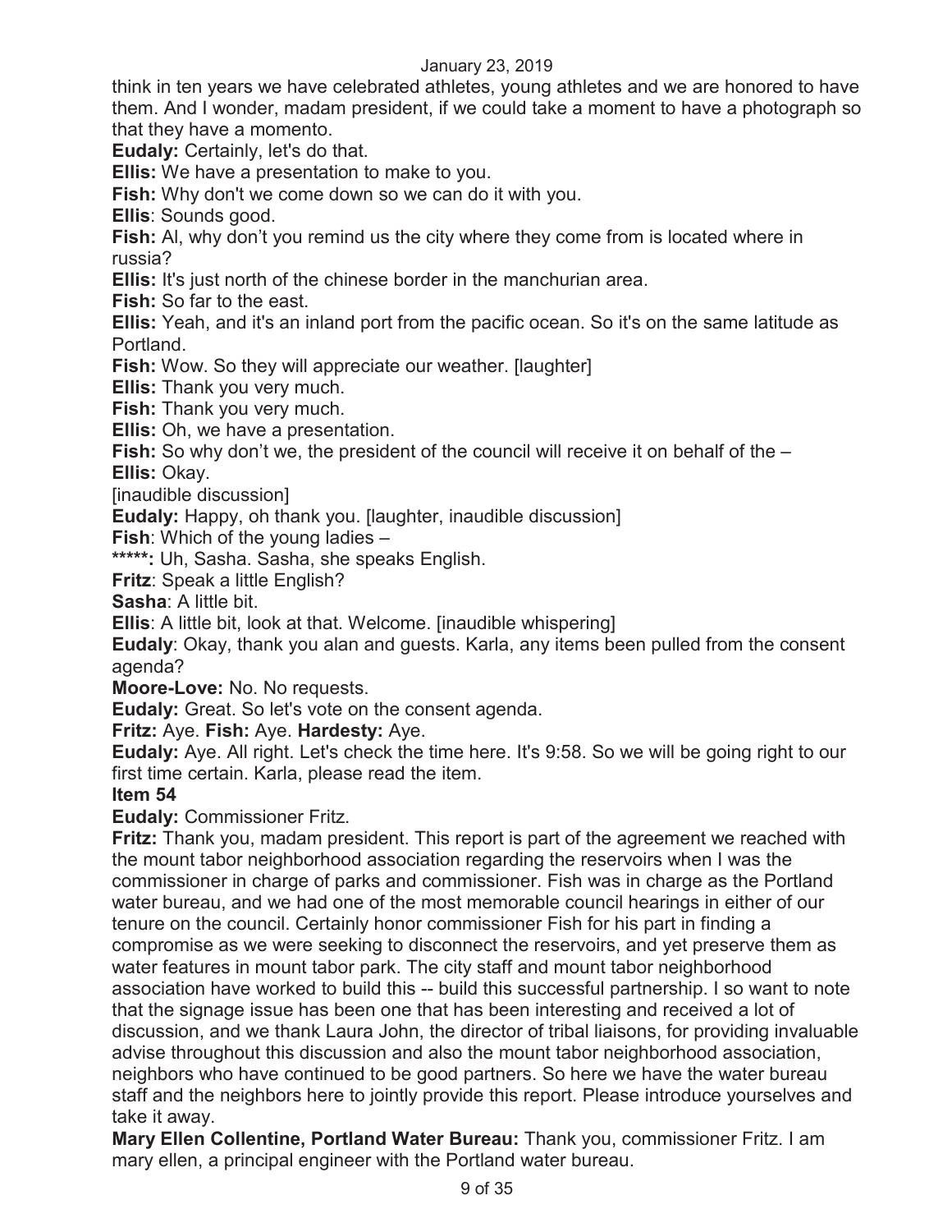think in ten years we have celebrated athletes, young athletes and we are honored to have them. And I wonder, madam president, if we could take a moment to have a photograph so that they have a momento.

**Eudaly:** Certainly, let's do that.

**Ellis:** We have a presentation to make to you.

**Fish:** Why don't we come down so we can do it with you.

**Ellis**: Sounds good.

**Fish:** Al, why don't you remind us the city where they come from is located where in russia?

**Ellis:** It's just north of the chinese border in the manchurian area.

**Fish:** So far to the east.

**Ellis:** Yeah, and it's an inland port from the pacific ocean. So it's on the same latitude as Portland.

**Fish:** Wow. So they will appreciate our weather. [laughter]

**Ellis:** Thank you very much.

**Fish:** Thank you very much.

**Ellis:** Oh, we have a presentation.

**Fish:** So why don't we, the president of the council will receive it on behalf of the –

**Ellis:** Okay.

[inaudible discussion]

**Eudaly:** Happy, oh thank you. [laughter, inaudible discussion]

**Fish**: Which of the young ladies –

**\*\*\*\*\*:** Uh, Sasha. Sasha, she speaks English.

**Fritz**: Speak a little English?

**Sasha**: A little bit.

**Ellis**: A little bit, look at that. Welcome. [inaudible whispering]

**Eudaly**: Okay, thank you alan and guests. Karla, any items been pulled from the consent agenda?

**Moore-Love:** No. No requests.

**Eudaly:** Great. So let's vote on the consent agenda.

**Fritz:** Aye. **Fish:** Aye. **Hardesty:** Aye.

**Eudaly:** Aye. All right. Let's check the time here. It's 9:58. So we will be going right to our first time certain. Karla, please read the item.

**Item 54**

**Eudaly:** Commissioner Fritz.

**Fritz:** Thank you, madam president. This report is part of the agreement we reached with the mount tabor neighborhood association regarding the reservoirs when I was the commissioner in charge of parks and commissioner. Fish was in charge as the Portland water bureau, and we had one of the most memorable council hearings in either of our tenure on the council. Certainly honor commissioner Fish for his part in finding a compromise as we were seeking to disconnect the reservoirs, and yet preserve them as water features in mount tabor park. The city staff and mount tabor neighborhood association have worked to build this -- build this successful partnership. I so want to note that the signage issue has been one that has been interesting and received a lot of discussion, and we thank Laura John, the director of tribal liaisons, for providing invaluable advise throughout this discussion and also the mount tabor neighborhood association, neighbors who have continued to be good partners. So here we have the water bureau staff and the neighbors here to jointly provide this report. Please introduce yourselves and take it away.

**Mary Ellen Collentine, Portland Water Bureau:** Thank you, commissioner Fritz. I am mary ellen, a principal engineer with the Portland water bureau.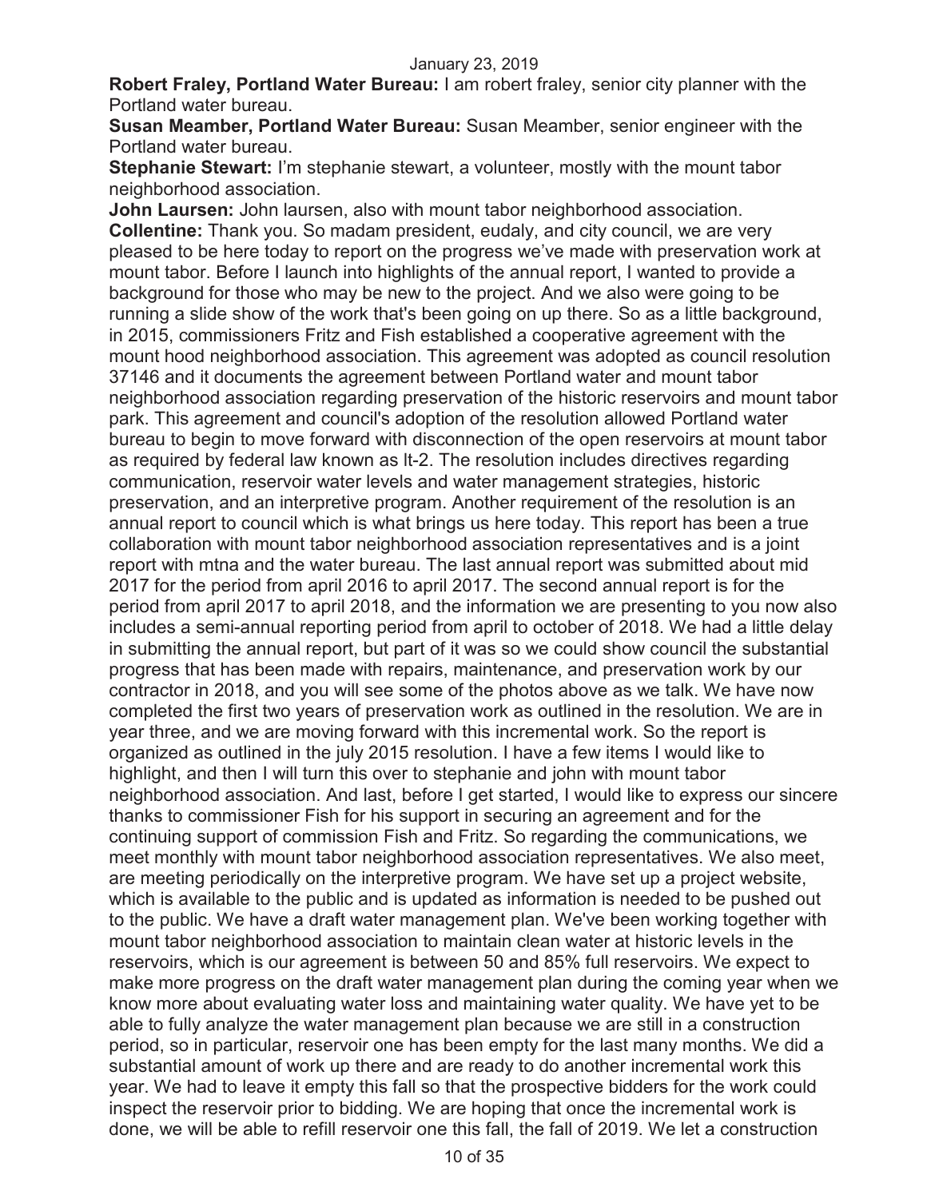**Robert Fraley, Portland Water Bureau:** I am robert fraley, senior city planner with the Portland water bureau.

**Susan Meamber, Portland Water Bureau:** Susan Meamber, senior engineer with the Portland water bureau.

**Stephanie Stewart:** I'm stephanie stewart, a volunteer, mostly with the mount tabor neighborhood association.

**John Laursen:** John laursen, also with mount tabor neighborhood association.

**Collentine:** Thank you. So madam president, eudaly, and city council, we are very pleased to be here today to report on the progress we've made with preservation work at mount tabor. Before I launch into highlights of the annual report, I wanted to provide a background for those who may be new to the project. And we also were going to be running a slide show of the work that's been going on up there. So as a little background, in 2015, commissioners Fritz and Fish established a cooperative agreement with the mount hood neighborhood association. This agreement was adopted as council resolution 37146 and it documents the agreement between Portland water and mount tabor neighborhood association regarding preservation of the historic reservoirs and mount tabor park. This agreement and council's adoption of the resolution allowed Portland water bureau to begin to move forward with disconnection of the open reservoirs at mount tabor as required by federal law known as lt-2. The resolution includes directives regarding communication, reservoir water levels and water management strategies, historic preservation, and an interpretive program. Another requirement of the resolution is an annual report to council which is what brings us here today. This report has been a true collaboration with mount tabor neighborhood association representatives and is a joint report with mtna and the water bureau. The last annual report was submitted about mid 2017 for the period from april 2016 to april 2017. The second annual report is for the period from april 2017 to april 2018, and the information we are presenting to you now also includes a semi-annual reporting period from april to october of 2018. We had a little delay in submitting the annual report, but part of it was so we could show council the substantial progress that has been made with repairs, maintenance, and preservation work by our contractor in 2018, and you will see some of the photos above as we talk. We have now completed the first two years of preservation work as outlined in the resolution. We are in year three, and we are moving forward with this incremental work. So the report is organized as outlined in the july 2015 resolution. I have a few items I would like to highlight, and then I will turn this over to stephanie and john with mount tabor neighborhood association. And last, before I get started, I would like to express our sincere thanks to commissioner Fish for his support in securing an agreement and for the continuing support of commission Fish and Fritz. So regarding the communications, we meet monthly with mount tabor neighborhood association representatives. We also meet, are meeting periodically on the interpretive program. We have set up a project website, which is available to the public and is updated as information is needed to be pushed out to the public. We have a draft water management plan. We've been working together with mount tabor neighborhood association to maintain clean water at historic levels in the reservoirs, which is our agreement is between 50 and 85% full reservoirs. We expect to make more progress on the draft water management plan during the coming year when we know more about evaluating water loss and maintaining water quality. We have yet to be able to fully analyze the water management plan because we are still in a construction period, so in particular, reservoir one has been empty for the last many months. We did a substantial amount of work up there and are ready to do another incremental work this year. We had to leave it empty this fall so that the prospective bidders for the work could inspect the reservoir prior to bidding. We are hoping that once the incremental work is done, we will be able to refill reservoir one this fall, the fall of 2019. We let a construction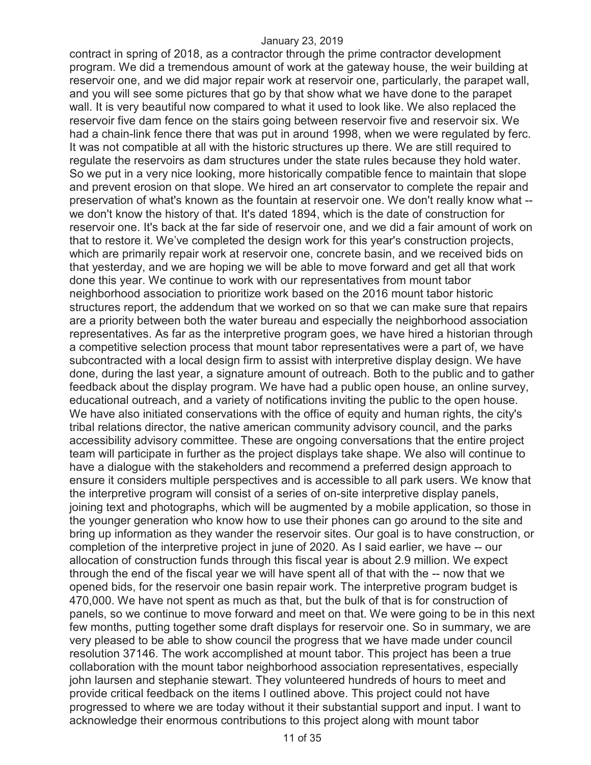contract in spring of 2018, as a contractor through the prime contractor development program. We did a tremendous amount of work at the gateway house, the weir building at reservoir one, and we did major repair work at reservoir one, particularly, the parapet wall, and you will see some pictures that go by that show what we have done to the parapet wall. It is very beautiful now compared to what it used to look like. We also replaced the reservoir five dam fence on the stairs going between reservoir five and reservoir six. We had a chain-link fence there that was put in around 1998, when we were regulated by ferc. It was not compatible at all with the historic structures up there. We are still required to regulate the reservoirs as dam structures under the state rules because they hold water. So we put in a very nice looking, more historically compatible fence to maintain that slope and prevent erosion on that slope. We hired an art conservator to complete the repair and preservation of what's known as the fountain at reservoir one. We don't really know what -- we don't know the history of that. It's dated 1894, which is the date of construction for reservoir one. It's back at the far side of reservoir one, and we did a fair amount of work on that to restore it. We've completed the design work for this year's construction projects, which are primarily repair work at reservoir one, concrete basin, and we received bids on that yesterday, and we are hoping we will be able to move forward and get all that work done this year. We continue to work with our representatives from mount tabor neighborhood association to prioritize work based on the 2016 mount tabor historic structures report, the addendum that we worked on so that we can make sure that repairs are a priority between both the water bureau and especially the neighborhood association representatives. As far as the interpretive program goes, we have hired a historian through a competitive selection process that mount tabor representatives were a part of, we have subcontracted with a local design firm to assist with interpretive display design. We have done, during the last year, a signature amount of outreach. Both to the public and to gather feedback about the display program. We have had a public open house, an online survey, educational outreach, and a variety of notifications inviting the public to the open house. We have also initiated conservations with the office of equity and human rights, the city's tribal relations director, the native american community advisory council, and the parks accessibility advisory committee. These are ongoing conversations that the entire project team will participate in further as the project displays take shape. We also will continue to have a dialogue with the stakeholders and recommend a preferred design approach to ensure it considers multiple perspectives and is accessible to all park users. We know that the interpretive program will consist of a series of on-site interpretive display panels, joining text and photographs, which will be augmented by a mobile application, so those in the younger generation who know how to use their phones can go around to the site and bring up information as they wander the reservoir sites. Our goal is to have construction, or completion of the interpretive project in june of 2020. As I said earlier, we have -- our allocation of construction funds through this fiscal year is about 2.9 million. We expect through the end of the fiscal year we will have spent all of that with the -- now that we opened bids, for the reservoir one basin repair work. The interpretive program budget is 470,000. We have not spent as much as that, but the bulk of that is for construction of panels, so we continue to move forward and meet on that. We were going to be in this next few months, putting together some draft displays for reservoir one. So in summary, we are very pleased to be able to show council the progress that we have made under council resolution 37146. The work accomplished at mount tabor. This project has been a true collaboration with the mount tabor neighborhood association representatives, especially john laursen and stephanie stewart. They volunteered hundreds of hours to meet and provide critical feedback on the items I outlined above. This project could not have progressed to where we are today without it their substantial support and input. I want to acknowledge their enormous contributions to this project along with mount tabor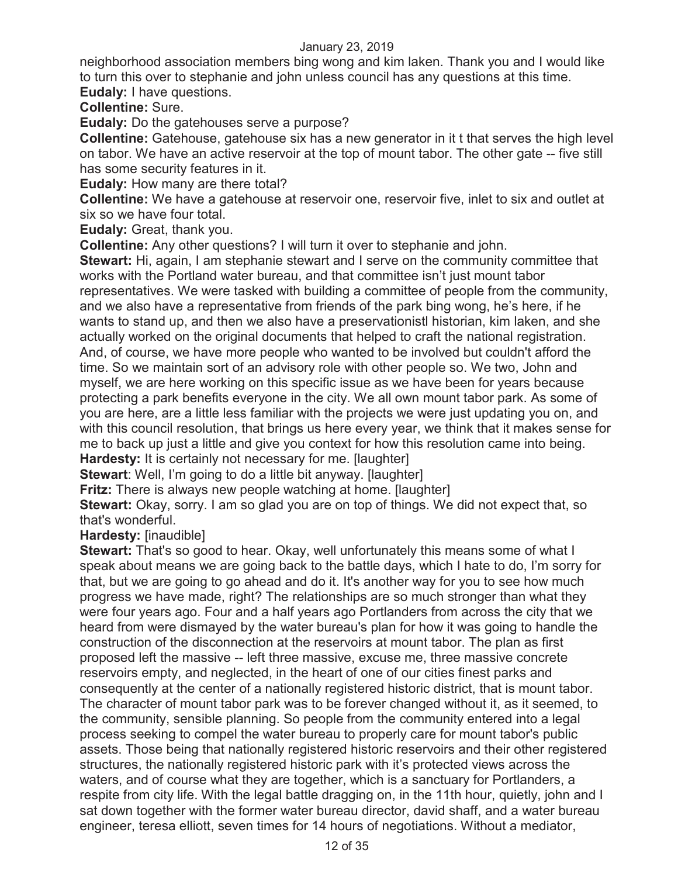neighborhood association members bing wong and kim laken. Thank you and I would like to turn this over to stephanie and john unless council has any questions at this time.

**Eudaly:** I have questions.

**Collentine:** Sure.

**Eudaly:** Do the gatehouses serve a purpose?

**Collentine:** Gatehouse, gatehouse six has a new generator in it t that serves the high level on tabor. We have an active reservoir at the top of mount tabor. The other gate -- five still has some security features in it.

**Eudaly:** How many are there total?

**Collentine:** We have a gatehouse at reservoir one, reservoir five, inlet to six and outlet at six so we have four total.

**Eudaly:** Great, thank you.

**Collentine:** Any other questions? I will turn it over to stephanie and john.

**Stewart:** Hi, again, I am stephanie stewart and I serve on the community committee that works with the Portland water bureau, and that committee isn't just mount tabor representatives. We were tasked with building a committee of people from the community, and we also have a representative from friends of the park bing wong, he's here, if he wants to stand up, and then we also have a preservationistl historian, kim laken, and she actually worked on the original documents that helped to craft the national registration. And, of course, we have more people who wanted to be involved but couldn't afford the time. So we maintain sort of an advisory role with other people so. We two, John and myself, we are here working on this specific issue as we have been for years because protecting a park benefits everyone in the city. We all own mount tabor park. As some of you are here, are a little less familiar with the projects we were just updating you on, and with this council resolution, that brings us here every year, we think that it makes sense for me to back up just a little and give you context for how this resolution came into being.

**Hardesty:** It is certainly not necessary for me. [laughter]

**Stewart**: Well, I'm going to do a little bit anyway. [laughter]

**Fritz:** There is always new people watching at home. [laughter]

**Stewart:** Okay, sorry. I am so glad you are on top of things. We did not expect that, so that's wonderful.

**Hardesty:** [inaudible]

**Stewart:** That's so good to hear. Okay, well unfortunately this means some of what I speak about means we are going back to the battle days, which I hate to do, I'm sorry for that, but we are going to go ahead and do it. It's another way for you to see how much progress we have made, right? The relationships are so much stronger than what they were four years ago. Four and a half years ago Portlanders from across the city that we heard from were dismayed by the water bureau's plan for how it was going to handle the construction of the disconnection at the reservoirs at mount tabor. The plan as first proposed left the massive -- left three massive, excuse me, three massive concrete reservoirs empty, and neglected, in the heart of one of our cities finest parks and consequently at the center of a nationally registered historic district, that is mount tabor. The character of mount tabor park was to be forever changed without it, as it seemed, to the community, sensible planning. So people from the community entered into a legal process seeking to compel the water bureau to properly care for mount tabor's public assets. Those being that nationally registered historic reservoirs and their other registered structures, the nationally registered historic park with it's protected views across the waters, and of course what they are together, which is a sanctuary for Portlanders, a respite from city life. With the legal battle dragging on, in the 11th hour, quietly, john and I sat down together with the former water bureau director, david shaff, and a water bureau engineer, teresa elliott, seven times for 14 hours of negotiations. Without a mediator,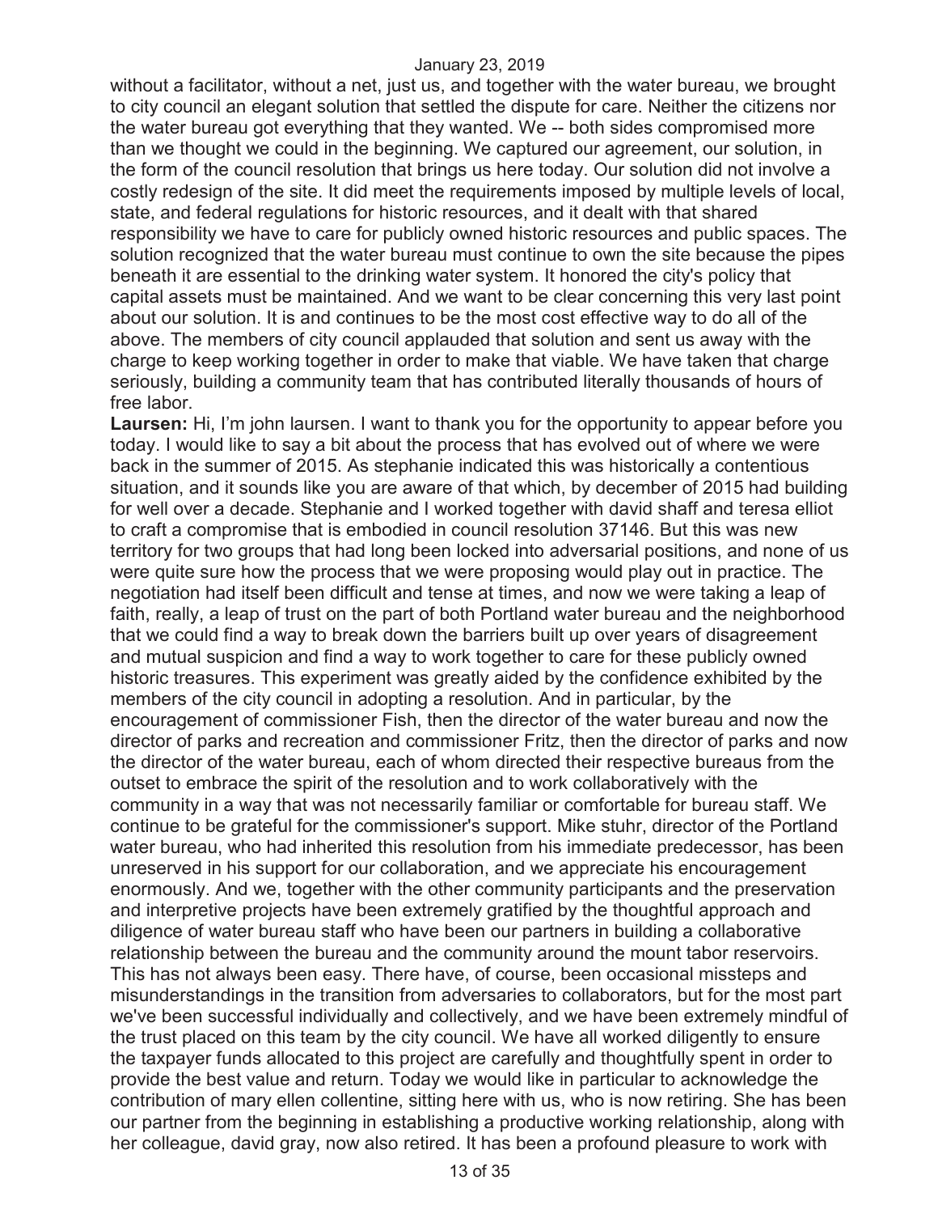without a facilitator, without a net, just us, and together with the water bureau, we brought to city council an elegant solution that settled the dispute for care. Neither the citizens nor the water bureau got everything that they wanted. We -- both sides compromised more than we thought we could in the beginning. We captured our agreement, our solution, in the form of the council resolution that brings us here today. Our solution did not involve a costly redesign of the site. It did meet the requirements imposed by multiple levels of local, state, and federal regulations for historic resources, and it dealt with that shared responsibility we have to care for publicly owned historic resources and public spaces. The solution recognized that the water bureau must continue to own the site because the pipes beneath it are essential to the drinking water system. It honored the city's policy that capital assets must be maintained. And we want to be clear concerning this very last point about our solution. It is and continues to be the most cost effective way to do all of the above. The members of city council applauded that solution and sent us away with the charge to keep working together in order to make that viable. We have taken that charge seriously, building a community team that has contributed literally thousands of hours of free labor.

**Laursen:** Hi, I'm john laursen. I want to thank you for the opportunity to appear before you today. I would like to say a bit about the process that has evolved out of where we were back in the summer of 2015. As stephanie indicated this was historically a contentious situation, and it sounds like you are aware of that which, by december of 2015 had building for well over a decade. Stephanie and I worked together with david shaff and teresa elliot to craft a compromise that is embodied in council resolution 37146. But this was new territory for two groups that had long been locked into adversarial positions, and none of us were quite sure how the process that we were proposing would play out in practice. The negotiation had itself been difficult and tense at times, and now we were taking a leap of faith, really, a leap of trust on the part of both Portland water bureau and the neighborhood that we could find a way to break down the barriers built up over years of disagreement and mutual suspicion and find a way to work together to care for these publicly owned historic treasures. This experiment was greatly aided by the confidence exhibited by the members of the city council in adopting a resolution. And in particular, by the encouragement of commissioner Fish, then the director of the water bureau and now the director of parks and recreation and commissioner Fritz, then the director of parks and now the director of the water bureau, each of whom directed their respective bureaus from the outset to embrace the spirit of the resolution and to work collaboratively with the community in a way that was not necessarily familiar or comfortable for bureau staff. We continue to be grateful for the commissioner's support. Mike stuhr, director of the Portland water bureau, who had inherited this resolution from his immediate predecessor, has been unreserved in his support for our collaboration, and we appreciate his encouragement enormously. And we, together with the other community participants and the preservation and interpretive projects have been extremely gratified by the thoughtful approach and diligence of water bureau staff who have been our partners in building a collaborative relationship between the bureau and the community around the mount tabor reservoirs. This has not always been easy. There have, of course, been occasional missteps and misunderstandings in the transition from adversaries to collaborators, but for the most part we've been successful individually and collectively, and we have been extremely mindful of the trust placed on this team by the city council. We have all worked diligently to ensure the taxpayer funds allocated to this project are carefully and thoughtfully spent in order to provide the best value and return. Today we would like in particular to acknowledge the contribution of mary ellen collentine, sitting here with us, who is now retiring. She has been our partner from the beginning in establishing a productive working relationship, along with her colleague, david gray, now also retired. It has been a profound pleasure to work with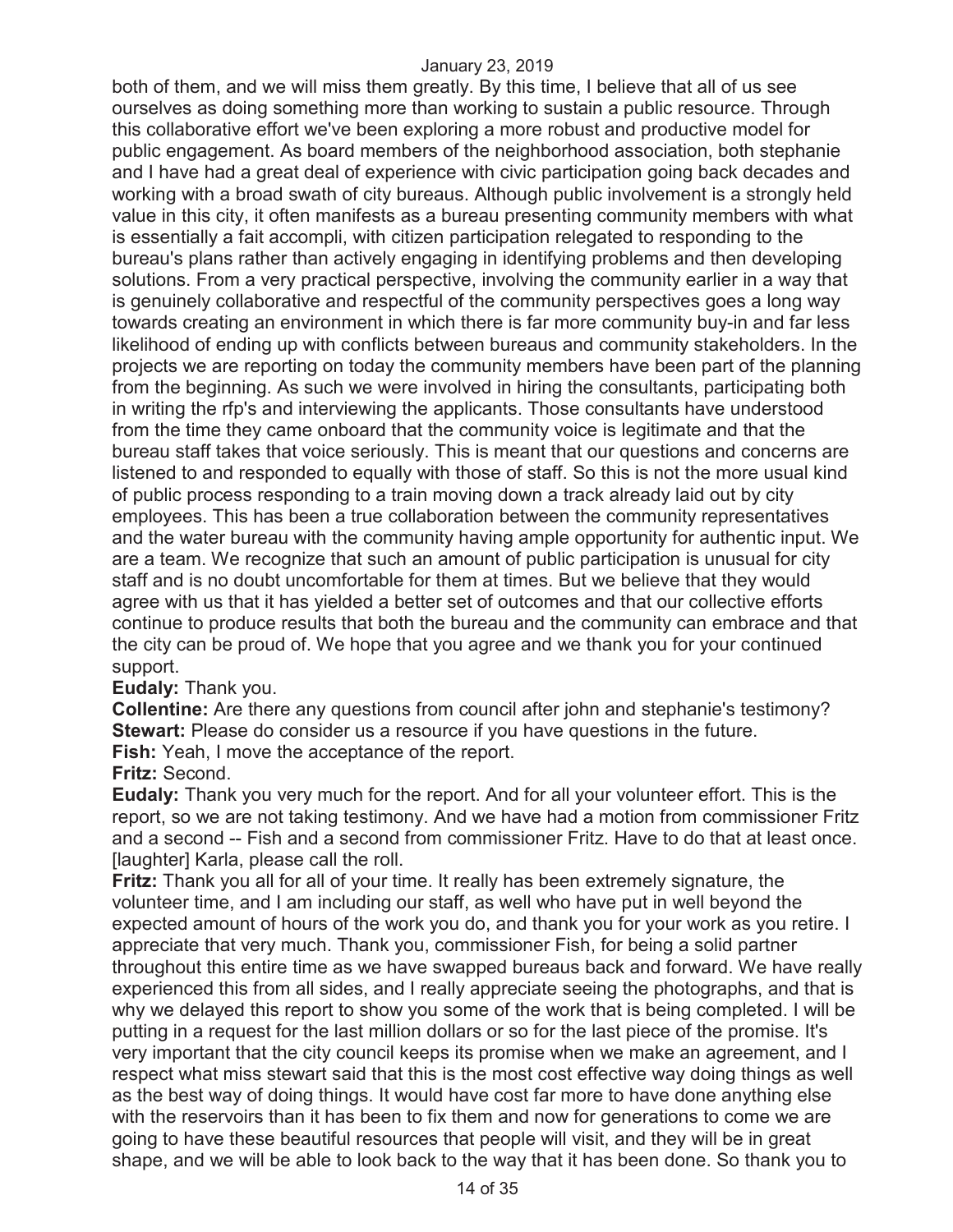both of them, and we will miss them greatly. By this time, I believe that all of us see ourselves as doing something more than working to sustain a public resource. Through this collaborative effort we've been exploring a more robust and productive model for public engagement. As board members of the neighborhood association, both stephanie and I have had a great deal of experience with civic participation going back decades and working with a broad swath of city bureaus. Although public involvement is a strongly held value in this city, it often manifests as a bureau presenting community members with what is essentially a fait accompli, with citizen participation relegated to responding to the bureau's plans rather than actively engaging in identifying problems and then developing solutions. From a very practical perspective, involving the community earlier in a way that is genuinely collaborative and respectful of the community perspectives goes a long way towards creating an environment in which there is far more community buy-in and far less likelihood of ending up with conflicts between bureaus and community stakeholders. In the projects we are reporting on today the community members have been part of the planning from the beginning. As such we were involved in hiring the consultants, participating both in writing the rfp's and interviewing the applicants. Those consultants have understood from the time they came onboard that the community voice is legitimate and that the bureau staff takes that voice seriously. This is meant that our questions and concerns are listened to and responded to equally with those of staff. So this is not the more usual kind of public process responding to a train moving down a track already laid out by city employees. This has been a true collaboration between the community representatives and the water bureau with the community having ample opportunity for authentic input. We are a team. We recognize that such an amount of public participation is unusual for city staff and is no doubt uncomfortable for them at times. But we believe that they would agree with us that it has yielded a better set of outcomes and that our collective efforts continue to produce results that both the bureau and the community can embrace and that the city can be proud of. We hope that you agree and we thank you for your continued support.

**Eudaly:** Thank you.

**Collentine:** Are there any questions from council after john and stephanie's testimony?

**Stewart:** Please do consider us a resource if you have questions in the future.

**Fish:** Yeah, I move the acceptance of the report.

**Fritz:** Second.

**Eudaly:** Thank you very much for the report. And for all your volunteer effort. This is the report, so we are not taking testimony. And we have had a motion from commissioner Fritz and a second -- Fish and a second from commissioner Fritz. Have to do that at least once. [laughter] Karla, please call the roll.

**Fritz:** Thank you all for all of your time. It really has been extremely signature, the volunteer time, and I am including our staff, as well who have put in well beyond the expected amount of hours of the work you do, and thank you for your work as you retire. I appreciate that very much. Thank you, commissioner Fish, for being a solid partner throughout this entire time as we have swapped bureaus back and forward. We have really experienced this from all sides, and I really appreciate seeing the photographs, and that is why we delayed this report to show you some of the work that is being completed. I will be putting in a request for the last million dollars or so for the last piece of the promise. It's very important that the city council keeps its promise when we make an agreement, and I respect what miss stewart said that this is the most cost effective way doing things as well as the best way of doing things. It would have cost far more to have done anything else with the reservoirs than it has been to fix them and now for generations to come we are going to have these beautiful resources that people will visit, and they will be in great shape, and we will be able to look back to the way that it has been done. So thank you to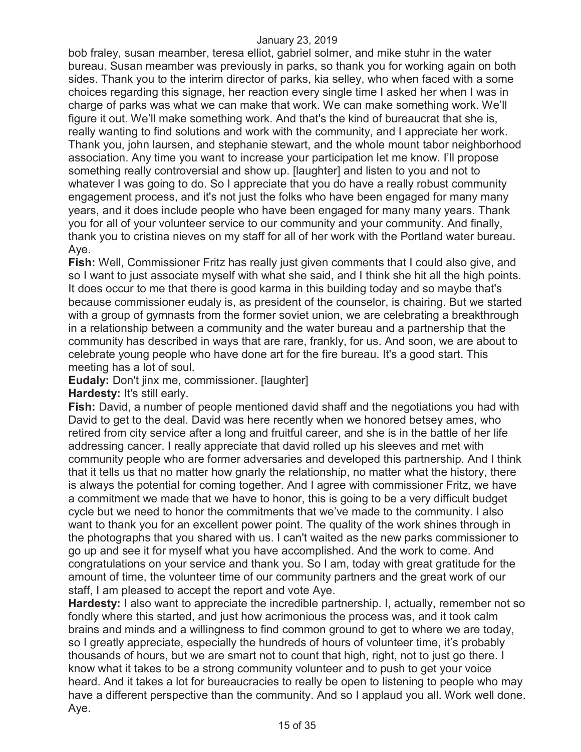bob fraley, susan meamber, teresa elliot, gabriel solmer, and mike stuhr in the water bureau. Susan meamber was previously in parks, so thank you for working again on both sides. Thank you to the interim director of parks, kia selley, who when faced with a some choices regarding this signage, her reaction every single time I asked her when I was in charge of parks was what we can make that work. We can make something work. We'll figure it out. We'll make something work. And that's the kind of bureaucrat that she is, really wanting to find solutions and work with the community, and I appreciate her work. Thank you, john laursen, and stephanie stewart, and the whole mount tabor neighborhood association. Any time you want to increase your participation let me know. I'll propose something really controversial and show up. [laughter] and listen to you and not to whatever I was going to do. So I appreciate that you do have a really robust community engagement process, and it's not just the folks who have been engaged for many many years, and it does include people who have been engaged for many many years. Thank you for all of your volunteer service to our community and your community. And finally, thank you to cristina nieves on my staff for all of her work with the Portland water bureau. Aye.

**Fish:** Well, Commissioner Fritz has really just given comments that I could also give, and so I want to just associate myself with what she said, and I think she hit all the high points. It does occur to me that there is good karma in this building today and so maybe that's because commissioner eudaly is, as president of the counselor, is chairing. But we started with a group of gymnasts from the former soviet union, we are celebrating a breakthrough in a relationship between a community and the water bureau and a partnership that the community has described in ways that are rare, frankly, for us. And soon, we are about to celebrate young people who have done art for the fire bureau. It's a good start. This meeting has a lot of soul.

**Eudaly:** Don't jinx me, commissioner. [laughter]

**Hardesty:** It's still early.

**Fish:** David, a number of people mentioned david shaff and the negotiations you had with David to get to the deal. David was here recently when we honored betsey ames, who retired from city service after a long and fruitful career, and she is in the battle of her life addressing cancer. I really appreciate that david rolled up his sleeves and met with community people who are former adversaries and developed this partnership. And I think that it tells us that no matter how gnarly the relationship, no matter what the history, there is always the potential for coming together. And I agree with commissioner Fritz, we have a commitment we made that we have to honor, this is going to be a very difficult budget cycle but we need to honor the commitments that we've made to the community. I also want to thank you for an excellent power point. The quality of the work shines through in the photographs that you shared with us. I can't waited as the new parks commissioner to go up and see it for myself what you have accomplished. And the work to come. And congratulations on your service and thank you. So I am, today with great gratitude for the amount of time, the volunteer time of our community partners and the great work of our staff, I am pleased to accept the report and vote Aye.

**Hardesty:** I also want to appreciate the incredible partnership. I, actually, remember not so fondly where this started, and just how acrimonious the process was, and it took calm brains and minds and a willingness to find common ground to get to where we are today, so I greatly appreciate, especially the hundreds of hours of volunteer time, it's probably thousands of hours, but we are smart not to count that high, right, not to just go there. I know what it takes to be a strong community volunteer and to push to get your voice heard. And it takes a lot for bureaucracies to really be open to listening to people who may have a different perspective than the community. And so I applaud you all. Work well done. Aye.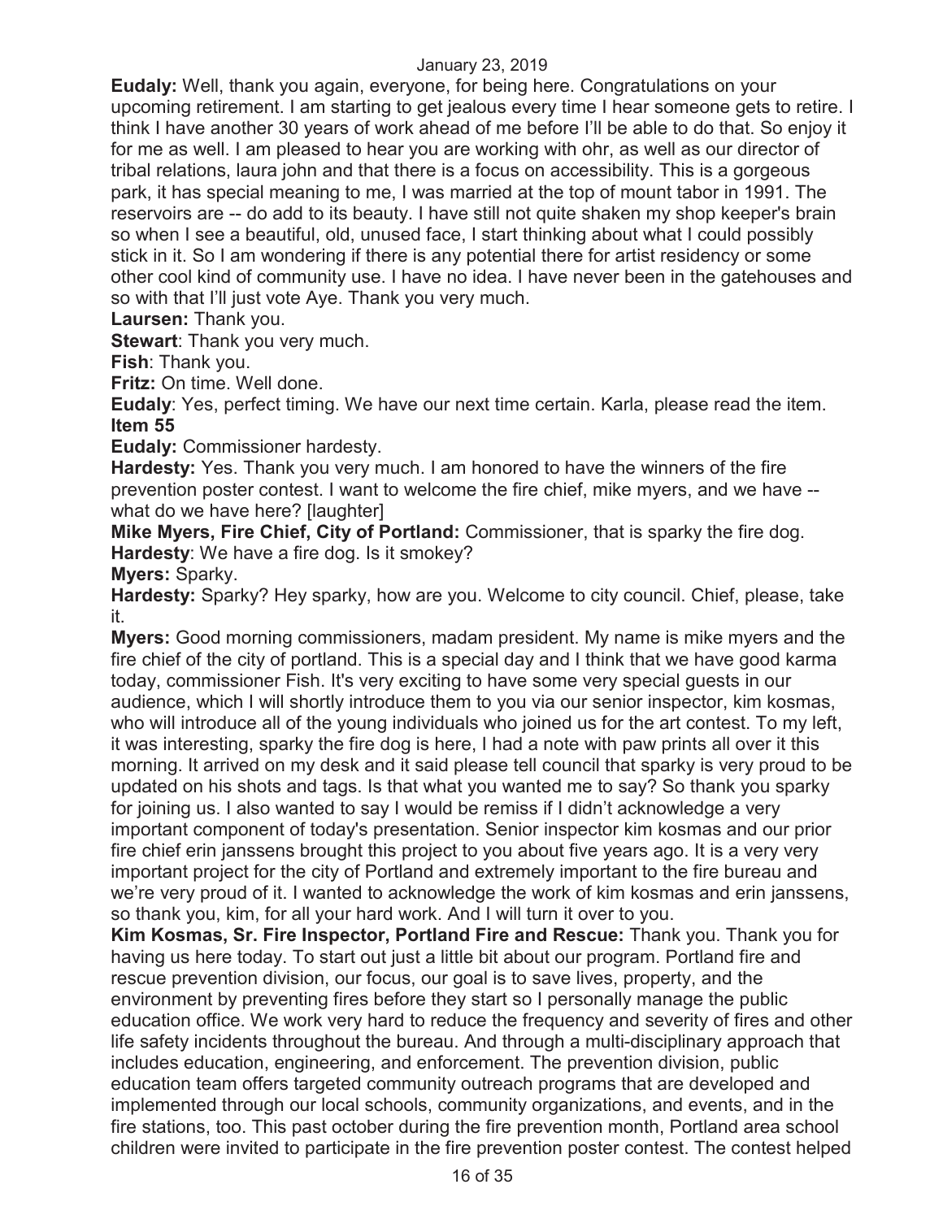**Eudaly:** Well, thank you again, everyone, for being here. Congratulations on your upcoming retirement. I am starting to get jealous every time I hear someone gets to retire. I think I have another 30 years of work ahead of me before I'll be able to do that. So enjoy it for me as well. I am pleased to hear you are working with ohr, as well as our director of tribal relations, laura john and that there is a focus on accessibility. This is a gorgeous park, it has special meaning to me, I was married at the top of mount tabor in 1991. The reservoirs are -- do add to its beauty. I have still not quite shaken my shop keeper's brain so when I see a beautiful, old, unused face, I start thinking about what I could possibly stick in it. So I am wondering if there is any potential there for artist residency or some other cool kind of community use. I have no idea. I have never been in the gatehouses and so with that I'll just vote Aye. Thank you very much.

**Laursen:** Thank you.

**Stewart**: Thank you very much.

**Fish**: Thank you.

**Fritz:** On time. Well done.

**Eudaly**: Yes, perfect timing. We have our next time certain. Karla, please read the item.

**Item 55**

**Eudaly:** Commissioner hardesty.

**Hardesty:** Yes. Thank you very much. I am honored to have the winners of the fire prevention poster contest. I want to welcome the fire chief, mike myers, and we have -- what do we have here? [laughter]

**Mike Myers, Fire Chief, City of Portland:** Commissioner, that is sparky the fire dog.

**Hardesty**: We have a fire dog. Is it smokey?

**Myers:** Sparky.

**Hardesty:** Sparky? Hey sparky, how are you. Welcome to city council. Chief, please, take it.

**Myers:** Good morning commissioners, madam president. My name is mike myers and the fire chief of the city of portland. This is a special day and I think that we have good karma today, commissioner Fish. It's very exciting to have some very special guests in our audience, which I will shortly introduce them to you via our senior inspector, kim kosmas, who will introduce all of the young individuals who joined us for the art contest. To my left, it was interesting, sparky the fire dog is here, I had a note with paw prints all over it this morning. It arrived on my desk and it said please tell council that sparky is very proud to be updated on his shots and tags. Is that what you wanted me to say? So thank you sparky for joining us. I also wanted to say I would be remiss if I didn't acknowledge a very important component of today's presentation. Senior inspector kim kosmas and our prior fire chief erin janssens brought this project to you about five years ago. It is a very very important project for the city of Portland and extremely important to the fire bureau and we're very proud of it. I wanted to acknowledge the work of kim kosmas and erin janssens, so thank you, kim, for all your hard work. And I will turn it over to you.

**Kim Kosmas, Sr. Fire Inspector, Portland Fire and Rescue:** Thank you. Thank you for having us here today. To start out just a little bit about our program. Portland fire and rescue prevention division, our focus, our goal is to save lives, property, and the environment by preventing fires before they start so I personally manage the public education office. We work very hard to reduce the frequency and severity of fires and other life safety incidents throughout the bureau. And through a multi-disciplinary approach that includes education, engineering, and enforcement. The prevention division, public education team offers targeted community outreach programs that are developed and implemented through our local schools, community organizations, and events, and in the fire stations, too. This past october during the fire prevention month, Portland area school children were invited to participate in the fire prevention poster contest. The contest helped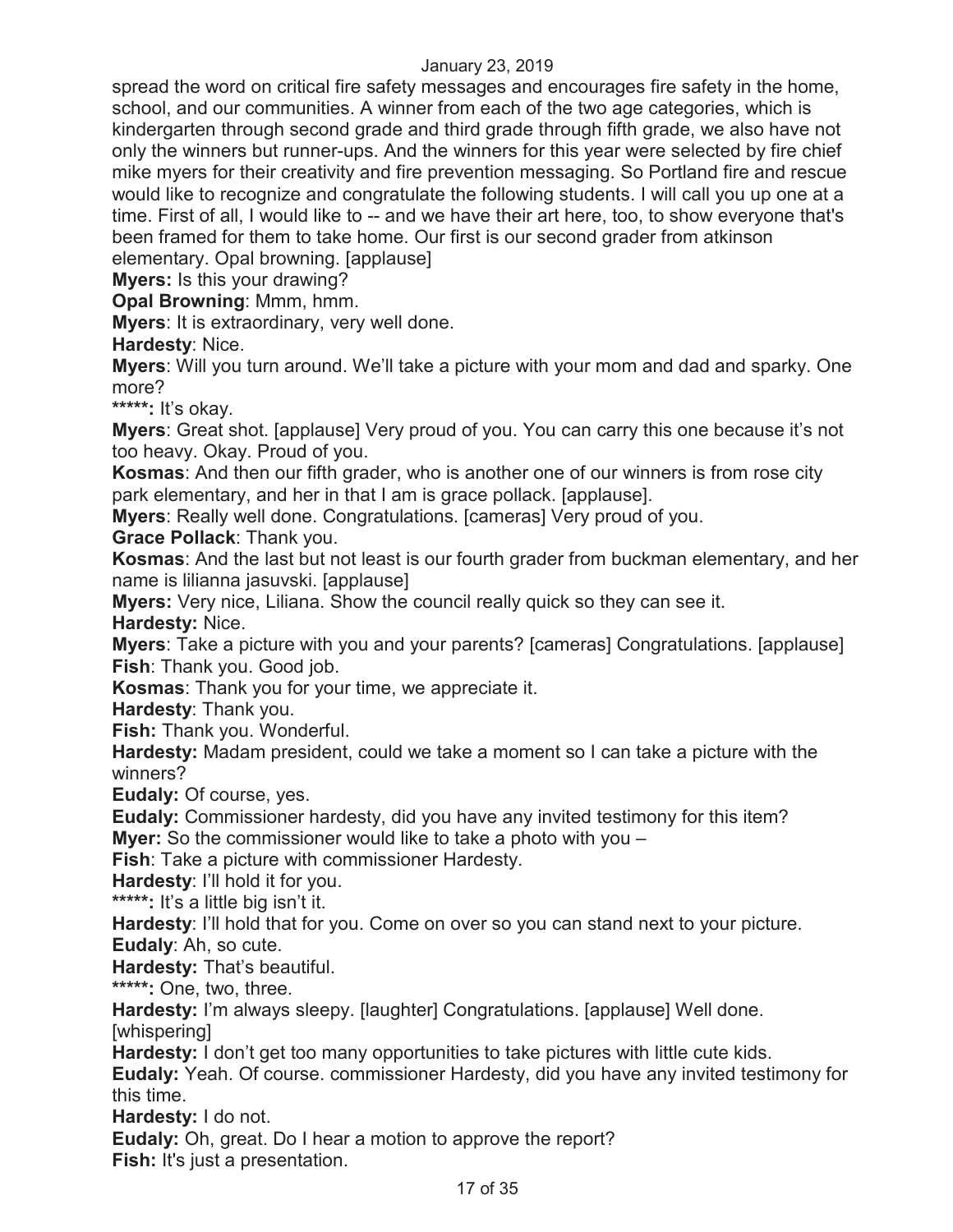spread the word on critical fire safety messages and encourages fire safety in the home, school, and our communities. A winner from each of the two age categories, which is kindergarten through second grade and third grade through fifth grade, we also have not only the winners but runner-ups. And the winners for this year were selected by fire chief mike myers for their creativity and fire prevention messaging. So Portland fire and rescue would like to recognize and congratulate the following students. I will call you up one at a time. First of all, I would like to -- and we have their art here, too, to show everyone that's been framed for them to take home. Our first is our second grader from atkinson elementary. Opal browning. [applause]

**Myers:** Is this your drawing?

**Opal Browning**: Mmm, hmm.

**Myers**: It is extraordinary, very well done.

**Hardesty**: Nice.

**Myers**: Will you turn around. We'll take a picture with your mom and dad and sparky. One more?

*****: It's okay.

**Myers**: Great shot. [applause] Very proud of you. You can carry this one because it's not too heavy. Okay. Proud of you.

**Kosmas**: And then our fifth grader, who is another one of our winners is from rose city park elementary, and her in that I am is grace pollack. [applause].

**Myers**: Really well done. Congratulations. [cameras] Very proud of you.

**Grace Pollack**: Thank you.

**Kosmas**: And the last but not least is our fourth grader from buckman elementary, and her name is lilianna jasuvski. [applause]

**Myers:** Very nice, Liliana. Show the council really quick so they can see it.

**Hardesty:** Nice.

**Myers**: Take a picture with you and your parents? [cameras] Congratulations. [applause]

**Fish**: Thank you. Good job.

**Kosmas**: Thank you for your time, we appreciate it.

**Hardesty**: Thank you.

**Fish:** Thank you. Wonderful.

**Hardesty:** Madam president, could we take a moment so I can take a picture with the winners?

**Eudaly:** Of course, yes.

**Eudaly:** Commissioner hardesty, did you have any invited testimony for this item?

**Myer:** So the commissioner would like to take a photo with you –

**Fish**: Take a picture with commissioner Hardesty.

**Hardesty**: I'll hold it for you.

*****: It's a little big isn't it.

**Hardesty**: I'll hold that for you. Come on over so you can stand next to your picture.

**Eudaly**: Ah, so cute.

**Hardesty:** That's beautiful.

*****: One, two, three.

**Hardesty:** I'm always sleepy. [laughter] Congratulations. [applause] Well done. [whispering]

**Hardesty:** I don't get too many opportunities to take pictures with little cute kids.

**Eudaly:** Yeah. Of course. commissioner Hardesty, did you have any invited testimony for this time.

**Hardesty:** I do not.

**Eudaly:** Oh, great. Do I hear a motion to approve the report?

**Fish:** It's just a presentation.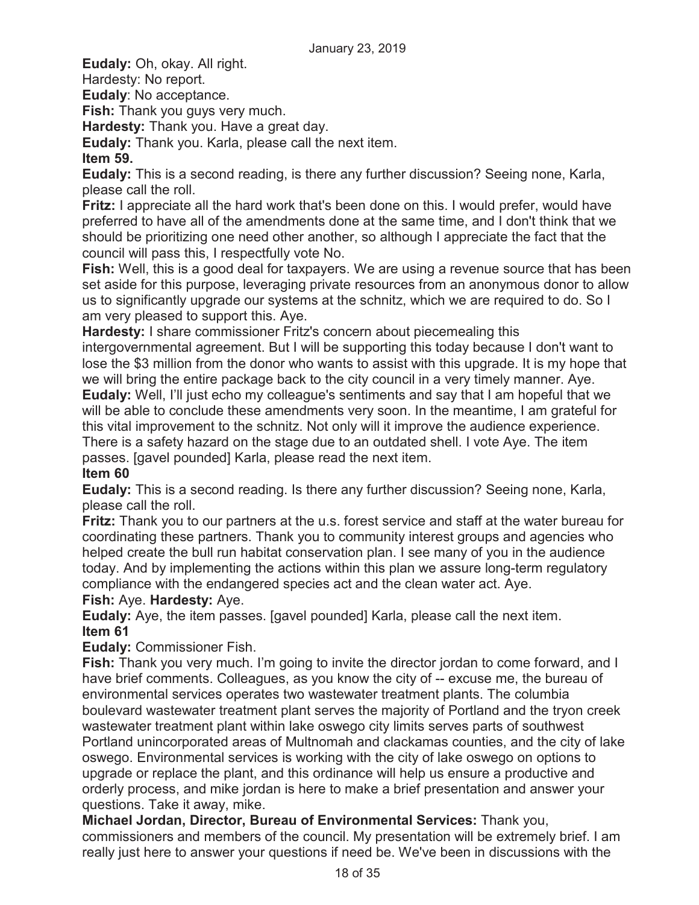**Eudaly:** Oh, okay. All right.

Hardesty: No report.

**Eudaly**: No acceptance.

**Fish:** Thank you guys very much.

**Hardesty:** Thank you. Have a great day.

**Eudaly:** Thank you. Karla, please call the next item.

**Item 59.**

**Eudaly:** This is a second reading, is there any further discussion? Seeing none, Karla, please call the roll.

**Fritz:** I appreciate all the hard work that's been done on this. I would prefer, would have preferred to have all of the amendments done at the same time, and I don't think that we should be prioritizing one need other another, so although I appreciate the fact that the council will pass this, I respectfully vote No.

**Fish:** Well, this is a good deal for taxpayers. We are using a revenue source that has been set aside for this purpose, leveraging private resources from an anonymous donor to allow us to significantly upgrade our systems at the schnitz, which we are required to do. So I am very pleased to support this. Aye.

**Hardesty:** I share commissioner Fritz's concern about piecemealing this intergovernmental agreement. But I will be supporting this today because I don't want to lose the $3 million from the donor who wants to assist with this upgrade. It is my hope that we will bring the entire package back to the city council in a very timely manner. Aye.

**Eudaly:** Well, I'll just echo my colleague's sentiments and say that I am hopeful that we will be able to conclude these amendments very soon. In the meantime, I am grateful for this vital improvement to the schnitz. Not only will it improve the audience experience. There is a safety hazard on the stage due to an outdated shell. I vote Aye. The item passes. [gavel pounded] Karla, please read the next item.

**Item 60**

**Eudaly:** This is a second reading. Is there any further discussion? Seeing none, Karla, please call the roll.

**Fritz:** Thank you to our partners at the u.s. forest service and staff at the water bureau for coordinating these partners. Thank you to community interest groups and agencies who helped create the bull run habitat conservation plan. I see many of you in the audience today. And by implementing the actions within this plan we assure long-term regulatory compliance with the endangered species act and the clean water act. Aye.

**Fish:** Aye. **Hardesty:** Aye.

**Eudaly:** Aye, the item passes. [gavel pounded] Karla, please call the next item.

**Item 61**

**Eudaly:** Commissioner Fish.

**Fish:** Thank you very much. I'm going to invite the director jordan to come forward, and I have brief comments. Colleagues, as you know the city of -- excuse me, the bureau of environmental services operates two wastewater treatment plants. The columbia boulevard wastewater treatment plant serves the majority of Portland and the tryon creek wastewater treatment plant within lake oswego city limits serves parts of southwest Portland unincorporated areas of Multnomah and clackamas counties, and the city of lake oswego. Environmental services is working with the city of lake oswego on options to upgrade or replace the plant, and this ordinance will help us ensure a productive and orderly process, and mike jordan is here to make a brief presentation and answer your questions. Take it away, mike.

**Michael Jordan, Director, Bureau of Environmental Services:** Thank you, commissioners and members of the council. My presentation will be extremely brief. I am really just here to answer your questions if need be. We've been in discussions with the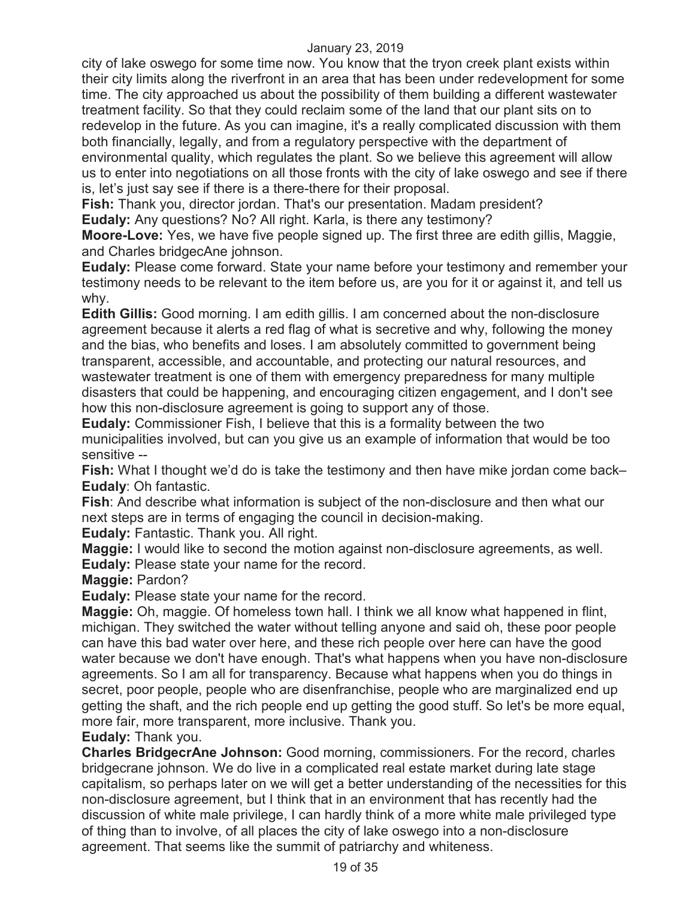city of lake oswego for some time now. You know that the tryon creek plant exists within their city limits along the riverfront in an area that has been under redevelopment for some time. The city approached us about the possibility of them building a different wastewater treatment facility. So that they could reclaim some of the land that our plant sits on to redevelop in the future. As you can imagine, it's a really complicated discussion with them both financially, legally, and from a regulatory perspective with the department of environmental quality, which regulates the plant. So we believe this agreement will allow us to enter into negotiations on all those fronts with the city of lake oswego and see if there is, let's just say see if there is a there-there for their proposal.

**Fish:** Thank you, director jordan. That's our presentation. Madam president?

**Eudaly:** Any questions? No? All right. Karla, is there any testimony?

**Moore-Love:** Yes, we have five people signed up. The first three are edith gillis, Maggie, and Charles bridgecAne johnson.

**Eudaly:** Please come forward. State your name before your testimony and remember your testimony needs to be relevant to the item before us, are you for it or against it, and tell us why.

**Edith Gillis:** Good morning. I am edith gillis. I am concerned about the non-disclosure agreement because it alerts a red flag of what is secretive and why, following the money and the bias, who benefits and loses. I am absolutely committed to government being transparent, accessible, and accountable, and protecting our natural resources, and wastewater treatment is one of them with emergency preparedness for many multiple disasters that could be happening, and encouraging citizen engagement, and I don't see how this non-disclosure agreement is going to support any of those.

**Eudaly:** Commissioner Fish, I believe that this is a formality between the two municipalities involved, but can you give us an example of information that would be too sensitive --

**Fish:** What I thought we'd do is take the testimony and then have mike jordan come back–

**Eudaly**: Oh fantastic.

**Fish**: And describe what information is subject of the non-disclosure and then what our next steps are in terms of engaging the council in decision-making.

**Eudaly:** Fantastic. Thank you. All right.

**Maggie:** I would like to second the motion against non-disclosure agreements, as well.

**Eudaly:** Please state your name for the record.

**Maggie:** Pardon?

**Eudaly:** Please state your name for the record.

**Maggie:** Oh, maggie. Of homeless town hall. I think we all know what happened in flint, michigan. They switched the water without telling anyone and said oh, these poor people can have this bad water over here, and these rich people over here can have the good water because we don't have enough. That's what happens when you have non-disclosure agreements. So I am all for transparency. Because what happens when you do things in secret, poor people, people who are disenfranchise, people who are marginalized end up getting the shaft, and the rich people end up getting the good stuff. So let's be more equal, more fair, more transparent, more inclusive. Thank you.

**Eudaly:** Thank you.

**Charles BridgecrAne Johnson:** Good morning, commissioners. For the record, charles bridgecrane johnson. We do live in a complicated real estate market during late stage capitalism, so perhaps later on we will get a better understanding of the necessities for this non-disclosure agreement, but I think that in an environment that has recently had the discussion of white male privilege, I can hardly think of a more white male privileged type of thing than to involve, of all places the city of lake oswego into a non-disclosure agreement. That seems like the summit of patriarchy and whiteness.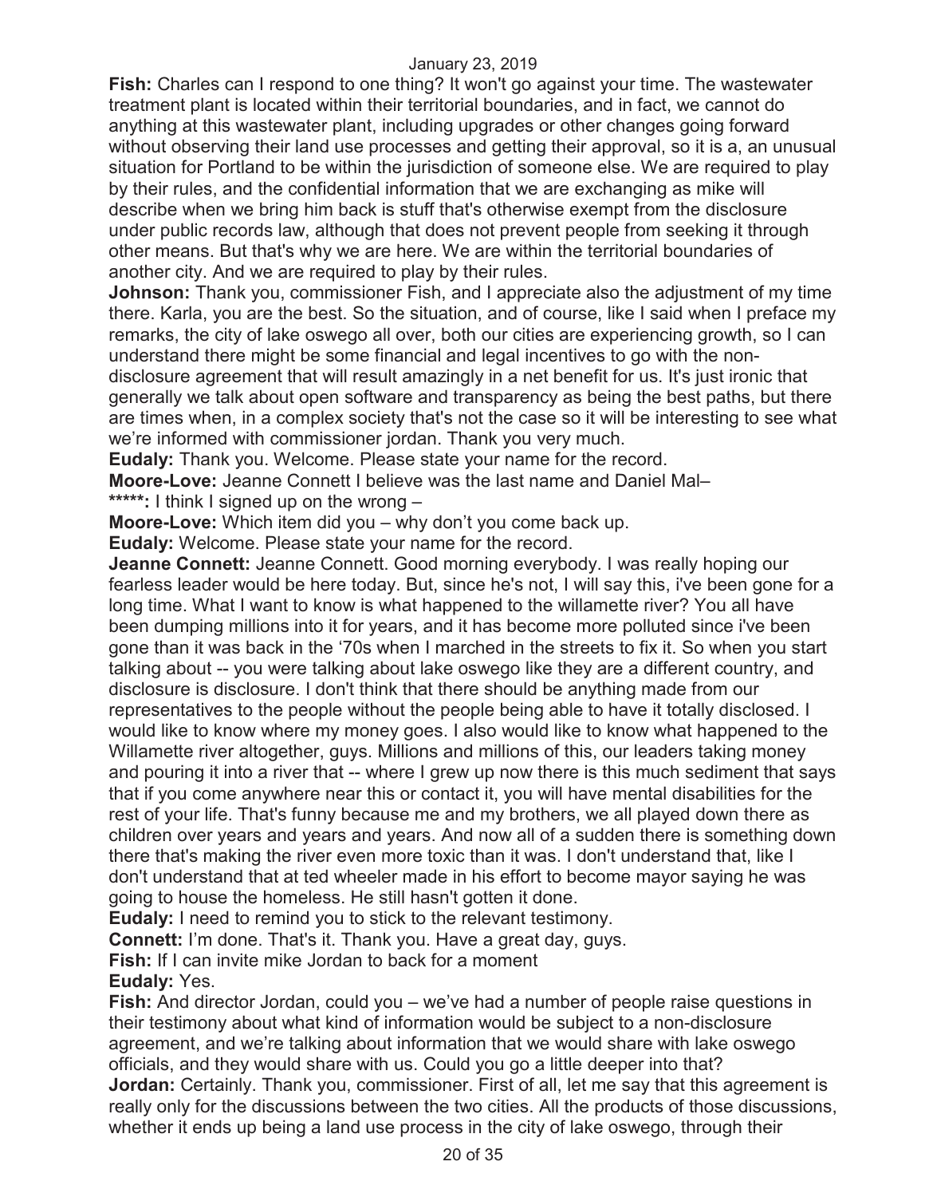**Fish:** Charles can I respond to one thing? It won't go against your time. The wastewater treatment plant is located within their territorial boundaries, and in fact, we cannot do anything at this wastewater plant, including upgrades or other changes going forward without observing their land use processes and getting their approval, so it is a, an unusual situation for Portland to be within the jurisdiction of someone else. We are required to play by their rules, and the confidential information that we are exchanging as mike will describe when we bring him back is stuff that's otherwise exempt from the disclosure under public records law, although that does not prevent people from seeking it through other means. But that's why we are here. We are within the territorial boundaries of another city. And we are required to play by their rules.

**Johnson:** Thank you, commissioner Fish, and I appreciate also the adjustment of my time there. Karla, you are the best. So the situation, and of course, like I said when I preface my remarks, the city of lake oswego all over, both our cities are experiencing growth, so I can understand there might be some financial and legal incentives to go with the non-disclosure agreement that will result amazingly in a net benefit for us. It's just ironic that generally we talk about open software and transparency as being the best paths, but there are times when, in a complex society that's not the case so it will be interesting to see what we're informed with commissioner jordan. Thank you very much.

**Eudaly:** Thank you. Welcome. Please state your name for the record.

**Moore-Love:** Jeanne Connett I believe was the last name and Daniel Mal–

*****:** I think I signed up on the wrong –

**Moore-Love:** Which item did you – why don't you come back up.

**Eudaly:** Welcome. Please state your name for the record.

**Jeanne Connett:** Jeanne Connett. Good morning everybody. I was really hoping our fearless leader would be here today. But, since he's not, I will say this, i've been gone for a long time. What I want to know is what happened to the willamette river? You all have been dumping millions into it for years, and it has become more polluted since i've been gone than it was back in the '70s when I marched in the streets to fix it. So when you start talking about -- you were talking about lake oswego like they are a different country, and disclosure is disclosure. I don't think that there should be anything made from our representatives to the people without the people being able to have it totally disclosed. I would like to know where my money goes. I also would like to know what happened to the Willamette river altogether, guys. Millions and millions of this, our leaders taking money and pouring it into a river that -- where I grew up now there is this much sediment that says that if you come anywhere near this or contact it, you will have mental disabilities for the rest of your life. That's funny because me and my brothers, we all played down there as children over years and years and years. And now all of a sudden there is something down there that's making the river even more toxic than it was. I don't understand that, like I don't understand that at ted wheeler made in his effort to become mayor saying he was going to house the homeless. He still hasn't gotten it done.

**Eudaly:** I need to remind you to stick to the relevant testimony.

**Connett:** I'm done. That's it. Thank you. Have a great day, guys.

**Fish:** If I can invite mike Jordan to back for a moment

**Eudaly:** Yes.

**Fish:** And director Jordan, could you – we've had a number of people raise questions in their testimony about what kind of information would be subject to a non-disclosure agreement, and we're talking about information that we would share with lake oswego officials, and they would share with us. Could you go a little deeper into that?

**Jordan:** Certainly. Thank you, commissioner. First of all, let me say that this agreement is really only for the discussions between the two cities. All the products of those discussions, whether it ends up being a land use process in the city of lake oswego, through their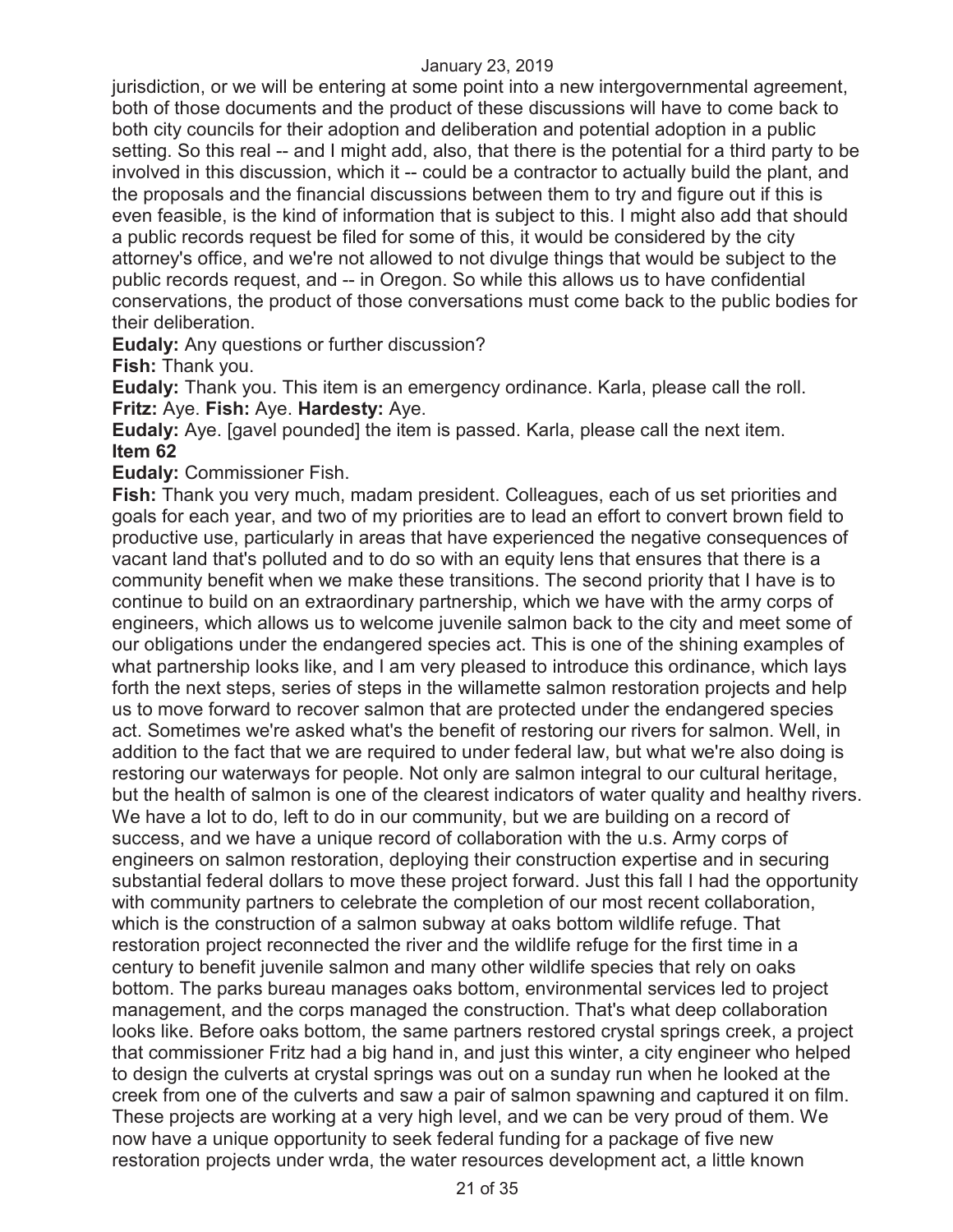jurisdiction, or we will be entering at some point into a new intergovernmental agreement, both of those documents and the product of these discussions will have to come back to both city councils for their adoption and deliberation and potential adoption in a public setting. So this real -- and I might add, also, that there is the potential for a third party to be involved in this discussion, which it -- could be a contractor to actually build the plant, and the proposals and the financial discussions between them to try and figure out if this is even feasible, is the kind of information that is subject to this. I might also add that should a public records request be filed for some of this, it would be considered by the city attorney's office, and we're not allowed to not divulge things that would be subject to the public records request, and -- in Oregon. So while this allows us to have confidential conservations, the product of those conversations must come back to the public bodies for their deliberation.

**Eudaly:** Any questions or further discussion?

**Fish:** Thank you.

**Eudaly:** Thank you. This item is an emergency ordinance. Karla, please call the roll.

**Fritz:** Aye. **Fish:** Aye. **Hardesty:** Aye.

**Eudaly:** Aye. [gavel pounded] the item is passed. Karla, please call the next item.

**Item 62**

**Eudaly:** Commissioner Fish.

**Fish:** Thank you very much, madam president. Colleagues, each of us set priorities and goals for each year, and two of my priorities are to lead an effort to convert brown field to productive use, particularly in areas that have experienced the negative consequences of vacant land that's polluted and to do so with an equity lens that ensures that there is a community benefit when we make these transitions. The second priority that I have is to continue to build on an extraordinary partnership, which we have with the army corps of engineers, which allows us to welcome juvenile salmon back to the city and meet some of our obligations under the endangered species act. This is one of the shining examples of what partnership looks like, and I am very pleased to introduce this ordinance, which lays forth the next steps, series of steps in the willamette salmon restoration projects and help us to move forward to recover salmon that are protected under the endangered species act. Sometimes we're asked what's the benefit of restoring our rivers for salmon. Well, in addition to the fact that we are required to under federal law, but what we're also doing is restoring our waterways for people. Not only are salmon integral to our cultural heritage, but the health of salmon is one of the clearest indicators of water quality and healthy rivers. We have a lot to do, left to do in our community, but we are building on a record of success, and we have a unique record of collaboration with the u.s. Army corps of engineers on salmon restoration, deploying their construction expertise and in securing substantial federal dollars to move these project forward. Just this fall I had the opportunity with community partners to celebrate the completion of our most recent collaboration, which is the construction of a salmon subway at oaks bottom wildlife refuge. That restoration project reconnected the river and the wildlife refuge for the first time in a century to benefit juvenile salmon and many other wildlife species that rely on oaks bottom. The parks bureau manages oaks bottom, environmental services led to project management, and the corps managed the construction. That's what deep collaboration looks like. Before oaks bottom, the same partners restored crystal springs creek, a project that commissioner Fritz had a big hand in, and just this winter, a city engineer who helped to design the culverts at crystal springs was out on a sunday run when he looked at the creek from one of the culverts and saw a pair of salmon spawning and captured it on film. These projects are working at a very high level, and we can be very proud of them. We now have a unique opportunity to seek federal funding for a package of five new restoration projects under wrda, the water resources development act, a little known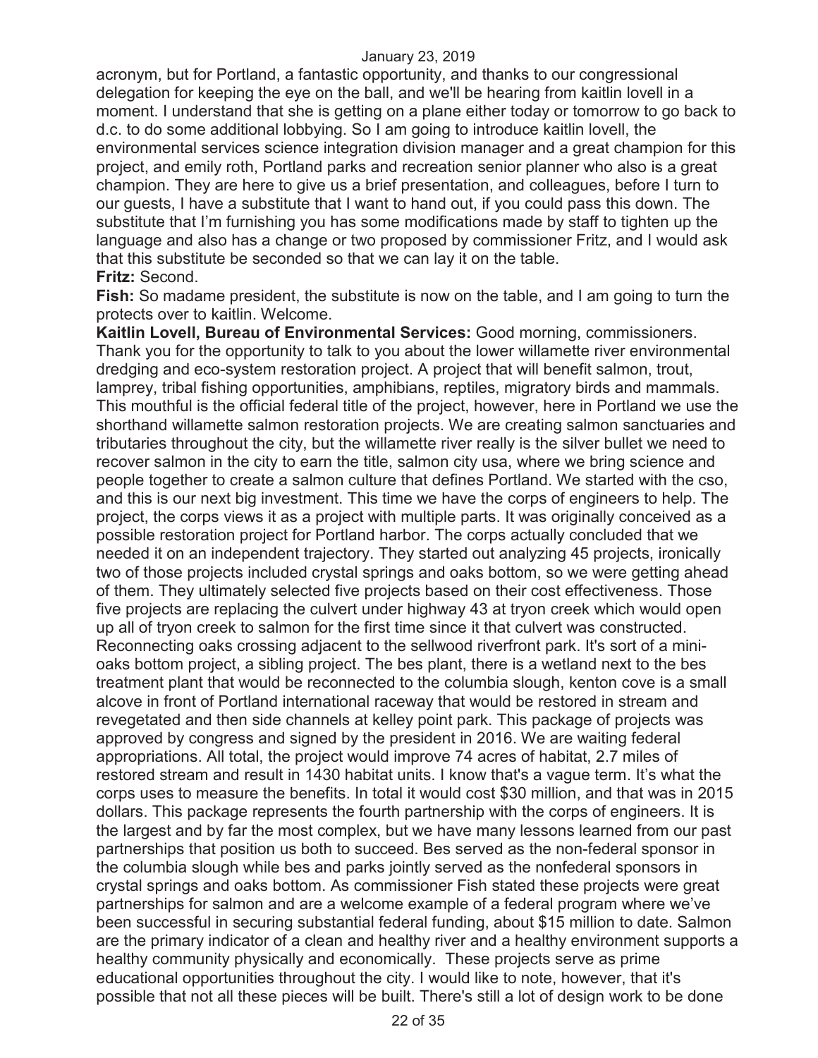acronym, but for Portland, a fantastic opportunity, and thanks to our congressional delegation for keeping the eye on the ball, and we'll be hearing from kaitlin lovell in a moment. I understand that she is getting on a plane either today or tomorrow to go back to d.c. to do some additional lobbying. So I am going to introduce kaitlin lovell, the environmental services science integration division manager and a great champion for this project, and emily roth, Portland parks and recreation senior planner who also is a great champion. They are here to give us a brief presentation, and colleagues, before I turn to our guests, I have a substitute that I want to hand out, if you could pass this down. The substitute that I'm furnishing you has some modifications made by staff to tighten up the language and also has a change or two proposed by commissioner Fritz, and I would ask that this substitute be seconded so that we can lay it on the table.

**Fritz:** Second.

**Fish:** So madame president, the substitute is now on the table, and I am going to turn the protects over to kaitlin. Welcome.

**Kaitlin Lovell, Bureau of Environmental Services:** Good morning, commissioners. Thank you for the opportunity to talk to you about the lower willamette river environmental dredging and eco-system restoration project. A project that will benefit salmon, trout, lamprey, tribal fishing opportunities, amphibians, reptiles, migratory birds and mammals. This mouthful is the official federal title of the project, however, here in Portland we use the shorthand willamette salmon restoration projects. We are creating salmon sanctuaries and tributaries throughout the city, but the willamette river really is the silver bullet we need to recover salmon in the city to earn the title, salmon city usa, where we bring science and people together to create a salmon culture that defines Portland. We started with the cso, and this is our next big investment. This time we have the corps of engineers to help. The project, the corps views it as a project with multiple parts. It was originally conceived as a possible restoration project for Portland harbor. The corps actually concluded that we needed it on an independent trajectory. They started out analyzing 45 projects, ironically two of those projects included crystal springs and oaks bottom, so we were getting ahead of them. They ultimately selected five projects based on their cost effectiveness. Those five projects are replacing the culvert under highway 43 at tryon creek which would open up all of tryon creek to salmon for the first time since it that culvert was constructed. Reconnecting oaks crossing adjacent to the sellwood riverfront park. It's sort of a mini-oaks bottom project, a sibling project. The bes plant, there is a wetland next to the bes treatment plant that would be reconnected to the columbia slough, kenton cove is a small alcove in front of Portland international raceway that would be restored in stream and revegetated and then side channels at kelley point park. This package of projects was approved by congress and signed by the president in 2016. We are waiting federal appropriations. All total, the project would improve 74 acres of habitat, 2.7 miles of restored stream and result in 1430 habitat units. I know that's a vague term. It's what the corps uses to measure the benefits. In total it would cost $30 million, and that was in 2015 dollars. This package represents the fourth partnership with the corps of engineers. It is the largest and by far the most complex, but we have many lessons learned from our past partnerships that position us both to succeed. Bes served as the non-federal sponsor in the columbia slough while bes and parks jointly served as the nonfederal sponsors in crystal springs and oaks bottom. As commissioner Fish stated these projects were great partnerships for salmon and are a welcome example of a federal program where we've been successful in securing substantial federal funding, about $15 million to date. Salmon are the primary indicator of a clean and healthy river and a healthy environment supports a healthy community physically and economically. These projects serve as prime educational opportunities throughout the city. I would like to note, however, that it's possible that not all these pieces will be built. There's still a lot of design work to be done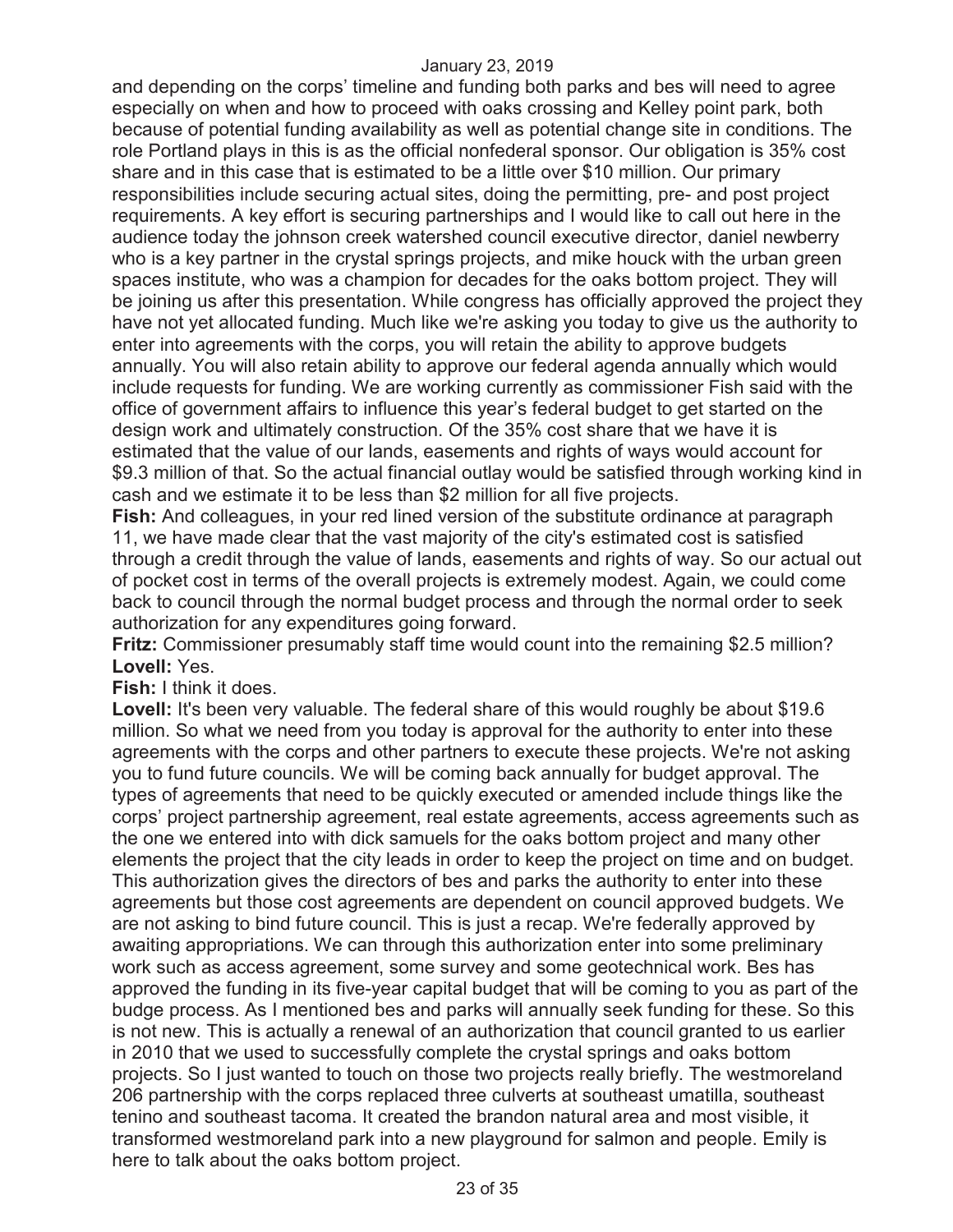and depending on the corps' timeline and funding both parks and bes will need to agree especially on when and how to proceed with oaks crossing and Kelley point park, both because of potential funding availability as well as potential change site in conditions. The role Portland plays in this is as the official nonfederal sponsor. Our obligation is 35% cost share and in this case that is estimated to be a little over $10 million. Our primary responsibilities include securing actual sites, doing the permitting, pre- and post project requirements. A key effort is securing partnerships and I would like to call out here in the audience today the johnson creek watershed council executive director, daniel newberry who is a key partner in the crystal springs projects, and mike houck with the urban green spaces institute, who was a champion for decades for the oaks bottom project. They will be joining us after this presentation. While congress has officially approved the project they have not yet allocated funding. Much like we're asking you today to give us the authority to enter into agreements with the corps, you will retain the ability to approve budgets annually. You will also retain ability to approve our federal agenda annually which would include requests for funding. We are working currently as commissioner Fish said with the office of government affairs to influence this year's federal budget to get started on the design work and ultimately construction. Of the 35% cost share that we have it is estimated that the value of our lands, easements and rights of ways would account for $9.3 million of that. So the actual financial outlay would be satisfied through working kind in cash and we estimate it to be less than $2 million for all five projects.

**Fish:** And colleagues, in your red lined version of the substitute ordinance at paragraph 11, we have made clear that the vast majority of the city's estimated cost is satisfied through a credit through the value of lands, easements and rights of way. So our actual out of pocket cost in terms of the overall projects is extremely modest. Again, we could come back to council through the normal budget process and through the normal order to seek authorization for any expenditures going forward.

**Fritz:** Commissioner presumably staff time would count into the remaining $2.5 million?

**Lovell:** Yes.

**Fish:** I think it does.

**Lovell:** It's been very valuable. The federal share of this would roughly be about $19.6 million. So what we need from you today is approval for the authority to enter into these agreements with the corps and other partners to execute these projects. We're not asking you to fund future councils. We will be coming back annually for budget approval. The types of agreements that need to be quickly executed or amended include things like the corps' project partnership agreement, real estate agreements, access agreements such as the one we entered into with dick samuels for the oaks bottom project and many other elements the project that the city leads in order to keep the project on time and on budget. This authorization gives the directors of bes and parks the authority to enter into these agreements but those cost agreements are dependent on council approved budgets. We are not asking to bind future council. This is just a recap. We're federally approved by awaiting appropriations. We can through this authorization enter into some preliminary work such as access agreement, some survey and some geotechnical work. Bes has approved the funding in its five-year capital budget that will be coming to you as part of the budge process. As I mentioned bes and parks will annually seek funding for these. So this is not new. This is actually a renewal of an authorization that council granted to us earlier in 2010 that we used to successfully complete the crystal springs and oaks bottom projects. So I just wanted to touch on those two projects really briefly. The westmoreland 206 partnership with the corps replaced three culverts at southeast umatilla, southeast tenino and southeast tacoma. It created the brandon natural area and most visible, it transformed westmoreland park into a new playground for salmon and people. Emily is here to talk about the oaks bottom project.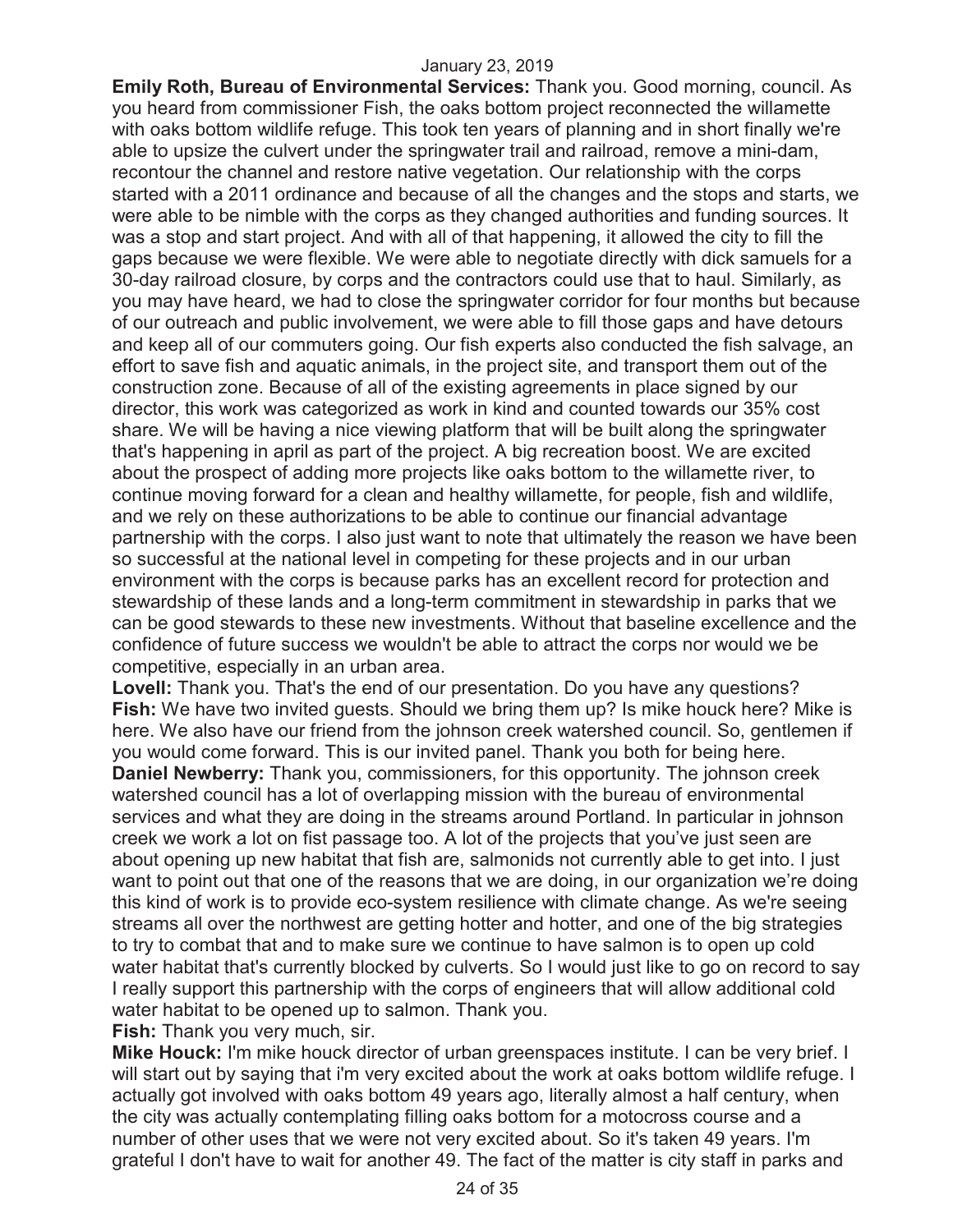**Emily Roth, Bureau of Environmental Services:** Thank you. Good morning, council. As you heard from commissioner Fish, the oaks bottom project reconnected the willamette with oaks bottom wildlife refuge. This took ten years of planning and in short finally we're able to upsize the culvert under the springwater trail and railroad, remove a mini-dam, recontour the channel and restore native vegetation. Our relationship with the corps started with a 2011 ordinance and because of all the changes and the stops and starts, we were able to be nimble with the corps as they changed authorities and funding sources. It was a stop and start project. And with all of that happening, it allowed the city to fill the gaps because we were flexible. We were able to negotiate directly with dick samuels for a 30-day railroad closure, by corps and the contractors could use that to haul. Similarly, as you may have heard, we had to close the springwater corridor for four months but because of our outreach and public involvement, we were able to fill those gaps and have detours and keep all of our commuters going. Our fish experts also conducted the fish salvage, an effort to save fish and aquatic animals, in the project site, and transport them out of the construction zone. Because of all of the existing agreements in place signed by our director, this work was categorized as work in kind and counted towards our 35% cost share. We will be having a nice viewing platform that will be built along the springwater that's happening in april as part of the project. A big recreation boost. We are excited about the prospect of adding more projects like oaks bottom to the willamette river, to continue moving forward for a clean and healthy willamette, for people, fish and wildlife, and we rely on these authorizations to be able to continue our financial advantage partnership with the corps. I also just want to note that ultimately the reason we have been so successful at the national level in competing for these projects and in our urban environment with the corps is because parks has an excellent record for protection and stewardship of these lands and a long-term commitment in stewardship in parks that we can be good stewards to these new investments. Without that baseline excellence and the confidence of future success we wouldn't be able to attract the corps nor would we be competitive, especially in an urban area.

**Lovell:** Thank you. That's the end of our presentation. Do you have any questions?

**Fish:** We have two invited guests. Should we bring them up? Is mike houck here? Mike is here. We also have our friend from the johnson creek watershed council. So, gentlemen if you would come forward. This is our invited panel. Thank you both for being here.

**Daniel Newberry:** Thank you, commissioners, for this opportunity. The johnson creek watershed council has a lot of overlapping mission with the bureau of environmental services and what they are doing in the streams around Portland. In particular in johnson creek we work a lot on fist passage too. A lot of the projects that you've just seen are about opening up new habitat that fish are, salmonids not currently able to get into. I just want to point out that one of the reasons that we are doing, in our organization we're doing this kind of work is to provide eco-system resilience with climate change. As we're seeing streams all over the northwest are getting hotter and hotter, and one of the big strategies to try to combat that and to make sure we continue to have salmon is to open up cold water habitat that's currently blocked by culverts. So I would just like to go on record to say I really support this partnership with the corps of engineers that will allow additional cold water habitat to be opened up to salmon. Thank you.

**Fish:** Thank you very much, sir.

**Mike Houck:** I'm mike houck director of urban greenspaces institute. I can be very brief. I will start out by saying that i'm very excited about the work at oaks bottom wildlife refuge. I actually got involved with oaks bottom 49 years ago, literally almost a half century, when the city was actually contemplating filling oaks bottom for a motocross course and a number of other uses that we were not very excited about. So it's taken 49 years. I'm grateful I don't have to wait for another 49. The fact of the matter is city staff in parks and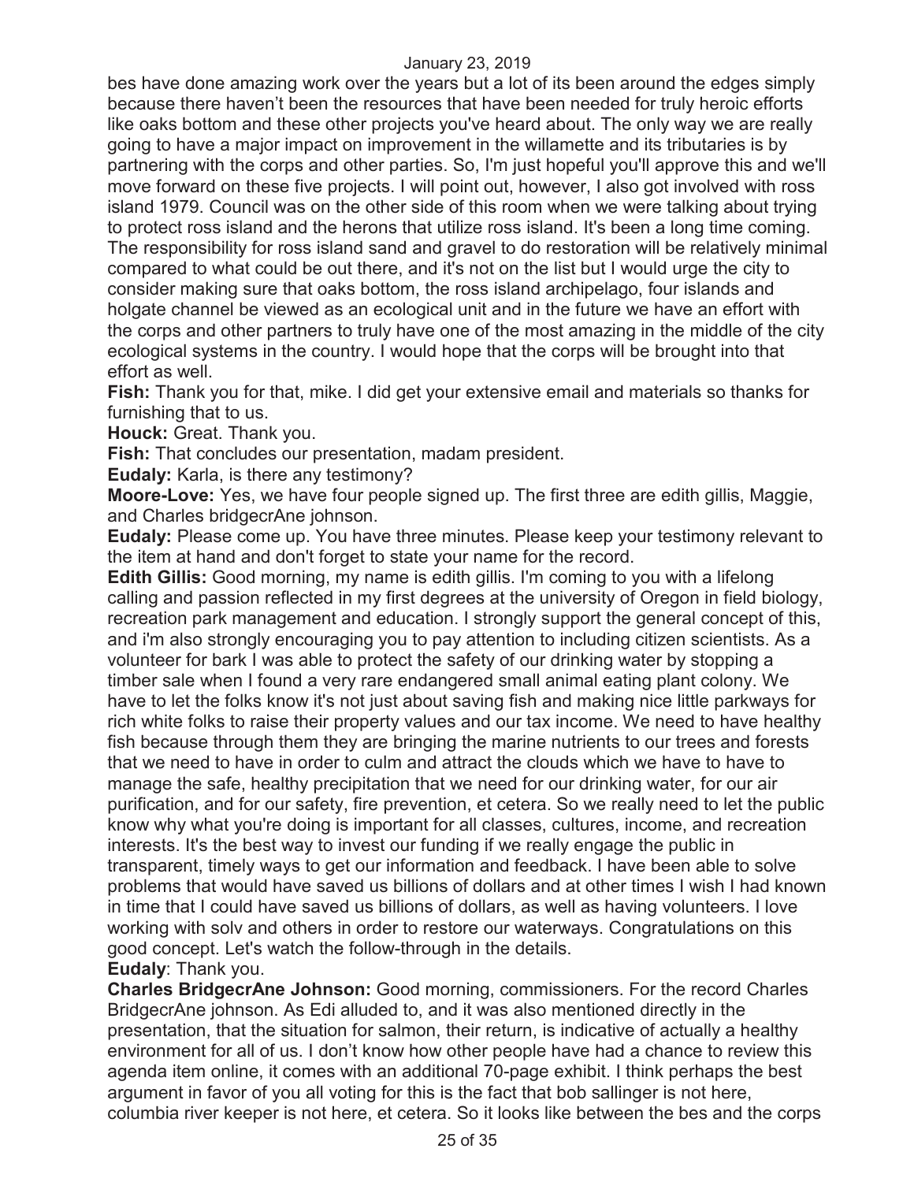bes have done amazing work over the years but a lot of its been around the edges simply because there haven't been the resources that have been needed for truly heroic efforts like oaks bottom and these other projects you've heard about. The only way we are really going to have a major impact on improvement in the willamette and its tributaries is by partnering with the corps and other parties. So, I'm just hopeful you'll approve this and we'll move forward on these five projects. I will point out, however, I also got involved with ross island 1979. Council was on the other side of this room when we were talking about trying to protect ross island and the herons that utilize ross island. It's been a long time coming. The responsibility for ross island sand and gravel to do restoration will be relatively minimal compared to what could be out there, and it's not on the list but I would urge the city to consider making sure that oaks bottom, the ross island archipelago, four islands and holgate channel be viewed as an ecological unit and in the future we have an effort with the corps and other partners to truly have one of the most amazing in the middle of the city ecological systems in the country. I would hope that the corps will be brought into that effort as well.

**Fish:** Thank you for that, mike. I did get your extensive email and materials so thanks for furnishing that to us.

**Houck:** Great. Thank you.

**Fish:** That concludes our presentation, madam president.

**Eudaly:** Karla, is there any testimony?

**Moore-Love:** Yes, we have four people signed up. The first three are edith gillis, Maggie, and Charles bridgecrAne johnson.

**Eudaly:** Please come up. You have three minutes. Please keep your testimony relevant to the item at hand and don't forget to state your name for the record.

**Edith Gillis:** Good morning, my name is edith gillis. I'm coming to you with a lifelong calling and passion reflected in my first degrees at the university of Oregon in field biology, recreation park management and education. I strongly support the general concept of this, and i'm also strongly encouraging you to pay attention to including citizen scientists. As a volunteer for bark I was able to protect the safety of our drinking water by stopping a timber sale when I found a very rare endangered small animal eating plant colony. We have to let the folks know it's not just about saving fish and making nice little parkways for rich white folks to raise their property values and our tax income. We need to have healthy fish because through them they are bringing the marine nutrients to our trees and forests that we need to have in order to culm and attract the clouds which we have to have to manage the safe, healthy precipitation that we need for our drinking water, for our air purification, and for our safety, fire prevention, et cetera. So we really need to let the public know why what you're doing is important for all classes, cultures, income, and recreation interests. It's the best way to invest our funding if we really engage the public in transparent, timely ways to get our information and feedback. I have been able to solve problems that would have saved us billions of dollars and at other times I wish I had known in time that I could have saved us billions of dollars, as well as having volunteers. I love working with solv and others in order to restore our waterways. Congratulations on this good concept. Let's watch the follow-through in the details.

**Eudaly**: Thank you.

**Charles BridgecrAne Johnson:** Good morning, commissioners. For the record Charles BridgecrAne johnson. As Edi alluded to, and it was also mentioned directly in the presentation, that the situation for salmon, their return, is indicative of actually a healthy environment for all of us. I don't know how other people have had a chance to review this agenda item online, it comes with an additional 70-page exhibit. I think perhaps the best argument in favor of you all voting for this is the fact that bob sallinger is not here, columbia river keeper is not here, et cetera. So it looks like between the bes and the corps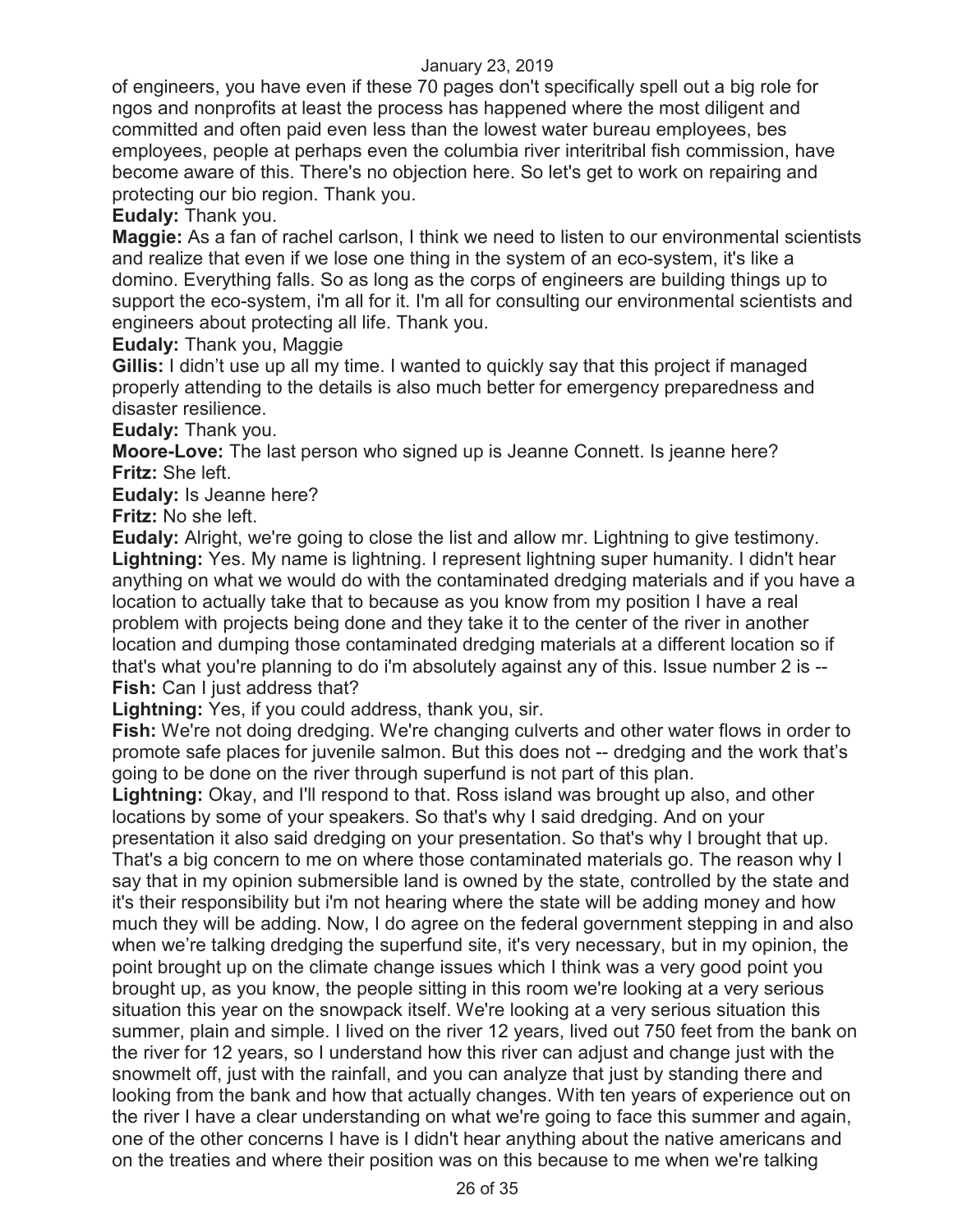of engineers, you have even if these 70 pages don't specifically spell out a big role for ngos and nonprofits at least the process has happened where the most diligent and committed and often paid even less than the lowest water bureau employees, bes employees, people at perhaps even the columbia river interitribal fish commission, have become aware of this. There's no objection here. So let's get to work on repairing and protecting our bio region. Thank you.

**Eudaly:** Thank you.

**Maggie:** As a fan of rachel carlson, I think we need to listen to our environmental scientists and realize that even if we lose one thing in the system of an eco-system, it's like a domino. Everything falls. So as long as the corps of engineers are building things up to support the eco-system, i'm all for it. I'm all for consulting our environmental scientists and engineers about protecting all life. Thank you.

**Eudaly:** Thank you, Maggie

**Gillis:** I didn't use up all my time. I wanted to quickly say that this project if managed properly attending to the details is also much better for emergency preparedness and disaster resilience.

**Eudaly:** Thank you.

**Moore-Love:** The last person who signed up is Jeanne Connett. Is jeanne here?

**Fritz:** She left.

**Eudaly:** Is Jeanne here?

**Fritz:** No she left.

**Eudaly:** Alright, we're going to close the list and allow mr. Lightning to give testimony.

**Lightning:** Yes. My name is lightning. I represent lightning super humanity. I didn't hear anything on what we would do with the contaminated dredging materials and if you have a location to actually take that to because as you know from my position I have a real problem with projects being done and they take it to the center of the river in another location and dumping those contaminated dredging materials at a different location so if that's what you're planning to do i'm absolutely against any of this. Issue number 2 is --

**Fish:** Can I just address that?

**Lightning:** Yes, if you could address, thank you, sir.

**Fish:** We're not doing dredging. We're changing culverts and other water flows in order to promote safe places for juvenile salmon. But this does not -- dredging and the work that's going to be done on the river through superfund is not part of this plan.

**Lightning:** Okay, and I'll respond to that. Ross island was brought up also, and other locations by some of your speakers. So that's why I said dredging. And on your presentation it also said dredging on your presentation. So that's why I brought that up. That's a big concern to me on where those contaminated materials go. The reason why I say that in my opinion submersible land is owned by the state, controlled by the state and it's their responsibility but i'm not hearing where the state will be adding money and how much they will be adding. Now, I do agree on the federal government stepping in and also when we're talking dredging the superfund site, it's very necessary, but in my opinion, the point brought up on the climate change issues which I think was a very good point you brought up, as you know, the people sitting in this room we're looking at a very serious situation this year on the snowpack itself. We're looking at a very serious situation this summer, plain and simple. I lived on the river 12 years, lived out 750 feet from the bank on the river for 12 years, so I understand how this river can adjust and change just with the snowmelt off, just with the rainfall, and you can analyze that just by standing there and looking from the bank and how that actually changes. With ten years of experience out on the river I have a clear understanding on what we're going to face this summer and again, one of the other concerns I have is I didn't hear anything about the native americans and on the treaties and where their position was on this because to me when we're talking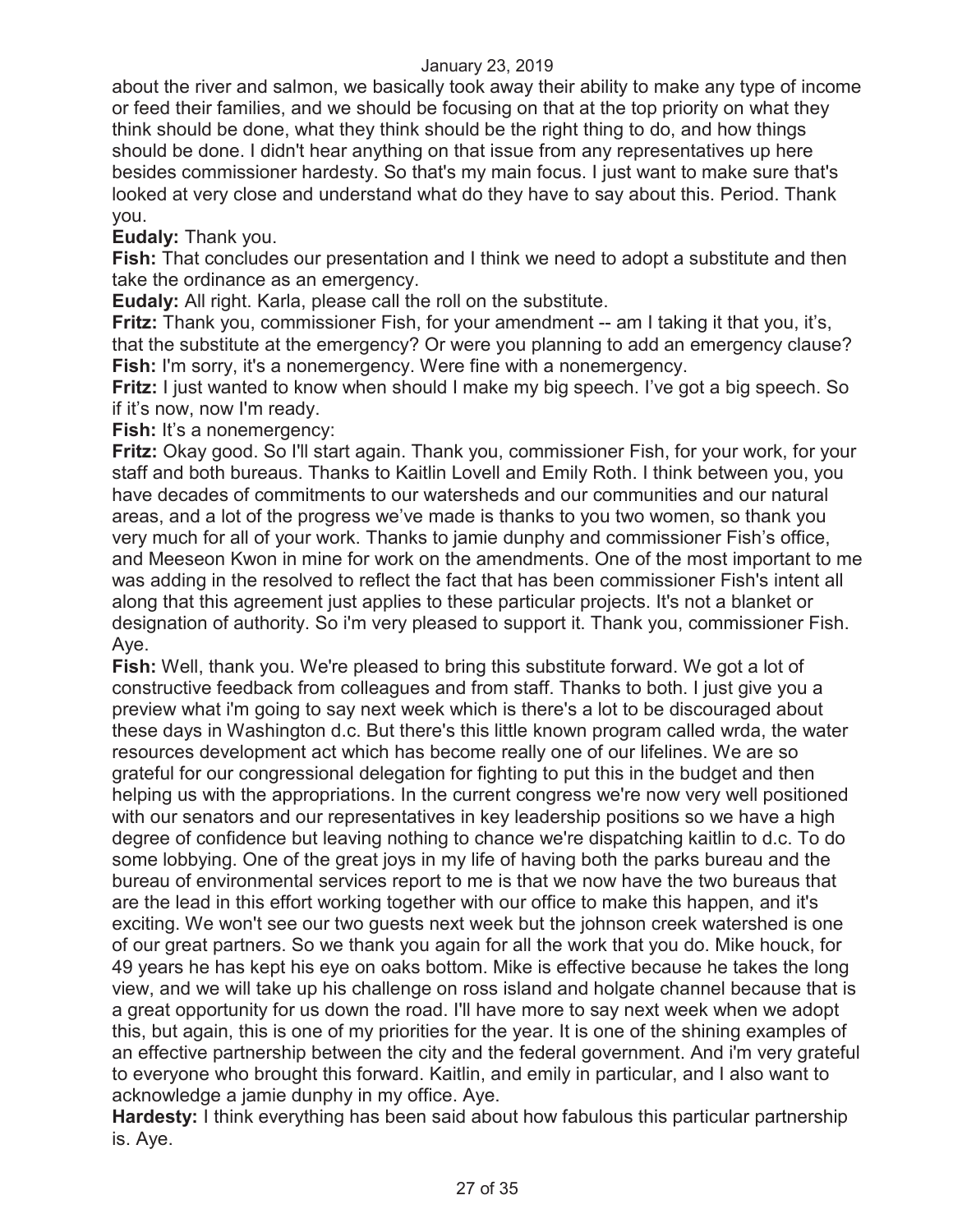about the river and salmon, we basically took away their ability to make any type of income or feed their families, and we should be focusing on that at the top priority on what they think should be done, what they think should be the right thing to do, and how things should be done. I didn't hear anything on that issue from any representatives up here besides commissioner hardesty. So that's my main focus. I just want to make sure that's looked at very close and understand what do they have to say about this. Period. Thank you.

**Eudaly:** Thank you.

**Fish:** That concludes our presentation and I think we need to adopt a substitute and then take the ordinance as an emergency.

**Eudaly:** All right. Karla, please call the roll on the substitute.

**Fritz:** Thank you, commissioner Fish, for your amendment -- am I taking it that you, it’s, that the substitute at the emergency? Or were you planning to add an emergency clause?

**Fish:** I'm sorry, it's a nonemergency. Were fine with a nonemergency.

**Fritz:** I just wanted to know when should I make my big speech. I’ve got a big speech. So if it’s now, now I'm ready.

**Fish:** It’s a nonemergency:

**Fritz:** Okay good. So I'll start again. Thank you, commissioner Fish, for your work, for your staff and both bureaus. Thanks to Kaitlin Lovell and Emily Roth. I think between you, you have decades of commitments to our watersheds and our communities and our natural areas, and a lot of the progress we’ve made is thanks to you two women, so thank you very much for all of your work. Thanks to jamie dunphy and commissioner Fish’s office, and Meeseon Kwon in mine for work on the amendments. One of the most important to me was adding in the resolved to reflect the fact that has been commissioner Fish's intent all along that this agreement just applies to these particular projects. It's not a blanket or designation of authority. So i'm very pleased to support it. Thank you, commissioner Fish. Aye.

**Fish:** Well, thank you. We're pleased to bring this substitute forward. We got a lot of constructive feedback from colleagues and from staff. Thanks to both. I just give you a preview what i'm going to say next week which is there's a lot to be discouraged about these days in Washington d.c. But there's this little known program called wrda, the water resources development act which has become really one of our lifelines. We are so grateful for our congressional delegation for fighting to put this in the budget and then helping us with the appropriations. In the current congress we're now very well positioned with our senators and our representatives in key leadership positions so we have a high degree of confidence but leaving nothing to chance we're dispatching kaitlin to d.c. To do some lobbying. One of the great joys in my life of having both the parks bureau and the bureau of environmental services report to me is that we now have the two bureaus that are the lead in this effort working together with our office to make this happen, and it's exciting. We won't see our two guests next week but the johnson creek watershed is one of our great partners. So we thank you again for all the work that you do. Mike houck, for 49 years he has kept his eye on oaks bottom. Mike is effective because he takes the long view, and we will take up his challenge on ross island and holgate channel because that is a great opportunity for us down the road. I'll have more to say next week when we adopt this, but again, this is one of my priorities for the year. It is one of the shining examples of an effective partnership between the city and the federal government. And i'm very grateful to everyone who brought this forward. Kaitlin, and emily in particular, and I also want to acknowledge a jamie dunphy in my office. Aye.

**Hardesty:** I think everything has been said about how fabulous this particular partnership is. Aye.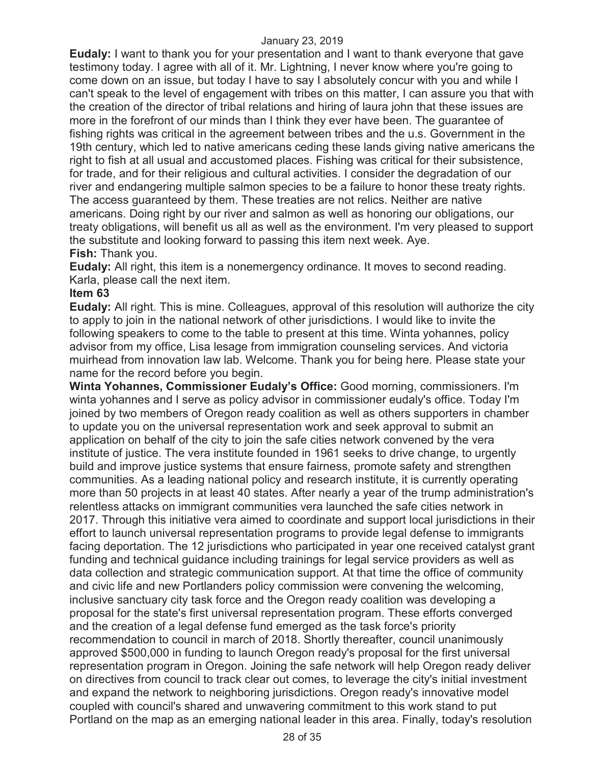**Eudaly:** I want to thank you for your presentation and I want to thank everyone that gave testimony today. I agree with all of it. Mr. Lightning, I never know where you're going to come down on an issue, but today I have to say I absolutely concur with you and while I can't speak to the level of engagement with tribes on this matter, I can assure you that with the creation of the director of tribal relations and hiring of laura john that these issues are more in the forefront of our minds than I think they ever have been. The guarantee of fishing rights was critical in the agreement between tribes and the u.s. Government in the 19th century, which led to native americans ceding these lands giving native americans the right to fish at all usual and accustomed places. Fishing was critical for their subsistence, for trade, and for their religious and cultural activities. I consider the degradation of our river and endangering multiple salmon species to be a failure to honor these treaty rights. The access guaranteed by them. These treaties are not relics. Neither are native americans. Doing right by our river and salmon as well as honoring our obligations, our treaty obligations, will benefit us all as well as the environment. I'm very pleased to support the substitute and looking forward to passing this item next week. Aye.

**Fish:** Thank you.

**Eudaly:** All right, this item is a nonemergency ordinance. It moves to second reading. Karla, please call the next item.

**Item 63**

**Eudaly:** All right. This is mine. Colleagues, approval of this resolution will authorize the city to apply to join in the national network of other jurisdictions. I would like to invite the following speakers to come to the table to present at this time. Winta yohannes, policy advisor from my office, Lisa lesage from immigration counseling services. And victoria muirhead from innovation law lab. Welcome. Thank you for being here. Please state your name for the record before you begin.

**Winta Yohannes, Commissioner Eudaly's Office:** Good morning, commissioners. I'm winta yohannes and I serve as policy advisor in commissioner eudaly's office. Today I'm joined by two members of Oregon ready coalition as well as others supporters in chamber to update you on the universal representation work and seek approval to submit an application on behalf of the city to join the safe cities network convened by the vera institute of justice. The vera institute founded in 1961 seeks to drive change, to urgently build and improve justice systems that ensure fairness, promote safety and strengthen communities. As a leading national policy and research institute, it is currently operating more than 50 projects in at least 40 states. After nearly a year of the trump administration's relentless attacks on immigrant communities vera launched the safe cities network in 2017. Through this initiative vera aimed to coordinate and support local jurisdictions in their effort to launch universal representation programs to provide legal defense to immigrants facing deportation. The 12 jurisdictions who participated in year one received catalyst grant funding and technical guidance including trainings for legal service providers as well as data collection and strategic communication support. At that time the office of community and civic life and new Portlanders policy commission were convening the welcoming, inclusive sanctuary city task force and the Oregon ready coalition was developing a proposal for the state's first universal representation program. These efforts converged and the creation of a legal defense fund emerged as the task force's priority recommendation to council in march of 2018. Shortly thereafter, council unanimously approved $500,000 in funding to launch Oregon ready's proposal for the first universal representation program in Oregon. Joining the safe network will help Oregon ready deliver on directives from council to track clear out comes, to leverage the city's initial investment and expand the network to neighboring jurisdictions. Oregon ready's innovative model coupled with council's shared and unwavering commitment to this work stand to put Portland on the map as an emerging national leader in this area. Finally, today's resolution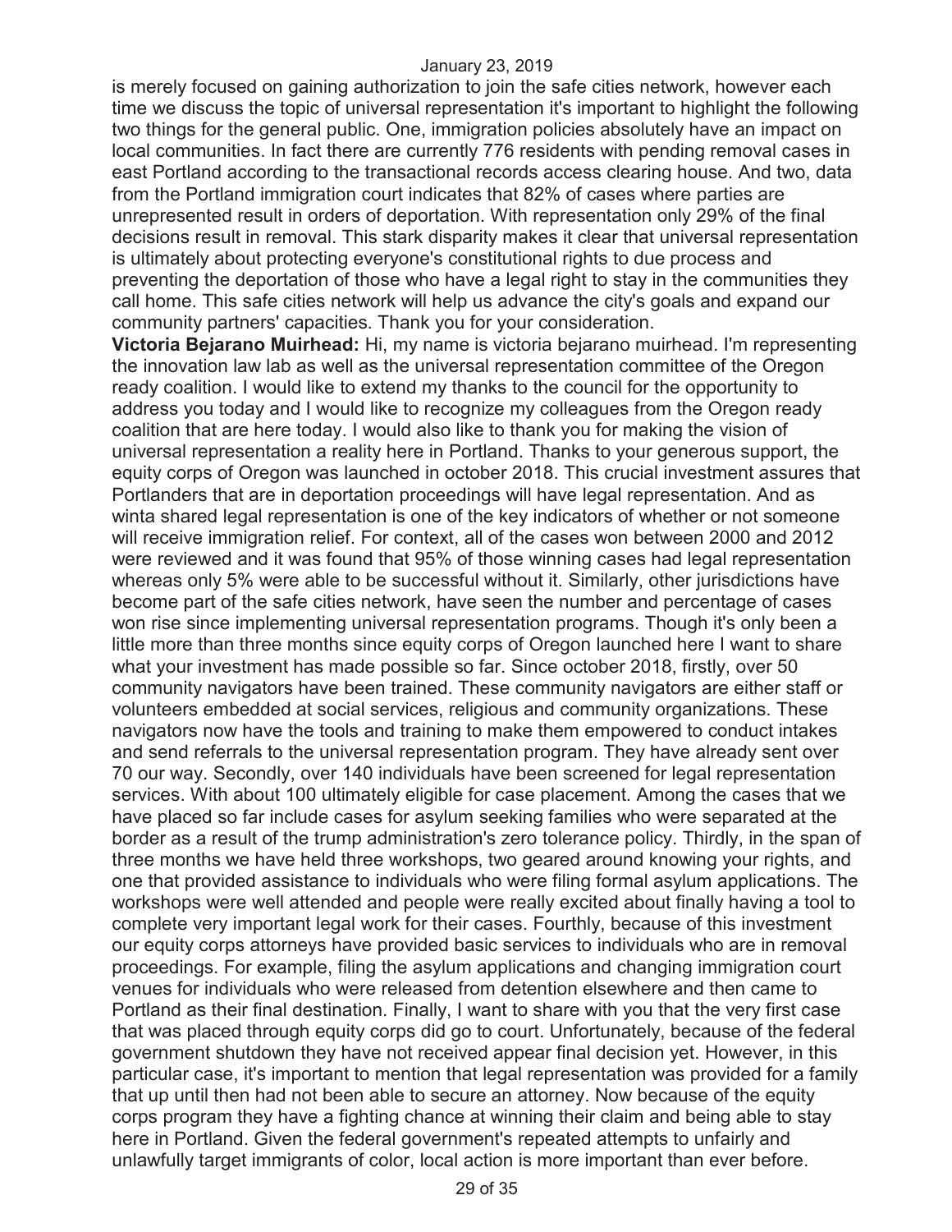is merely focused on gaining authorization to join the safe cities network, however each time we discuss the topic of universal representation it's important to highlight the following two things for the general public. One, immigration policies absolutely have an impact on local communities. In fact there are currently 776 residents with pending removal cases in east Portland according to the transactional records access clearing house. And two, data from the Portland immigration court indicates that 82% of cases where parties are unrepresented result in orders of deportation. With representation only 29% of the final decisions result in removal. This stark disparity makes it clear that universal representation is ultimately about protecting everyone's constitutional rights to due process and preventing the deportation of those who have a legal right to stay in the communities they call home. This safe cities network will help us advance the city's goals and expand our community partners' capacities. Thank you for your consideration.

**Victoria Bejarano Muirhead:** Hi, my name is victoria bejarano muirhead. I'm representing the innovation law lab as well as the universal representation committee of the Oregon ready coalition. I would like to extend my thanks to the council for the opportunity to address you today and I would like to recognize my colleagues from the Oregon ready coalition that are here today. I would also like to thank you for making the vision of universal representation a reality here in Portland. Thanks to your generous support, the equity corps of Oregon was launched in october 2018. This crucial investment assures that Portlanders that are in deportation proceedings will have legal representation. And as winta shared legal representation is one of the key indicators of whether or not someone will receive immigration relief. For context, all of the cases won between 2000 and 2012 were reviewed and it was found that 95% of those winning cases had legal representation whereas only 5% were able to be successful without it. Similarly, other jurisdictions have become part of the safe cities network, have seen the number and percentage of cases won rise since implementing universal representation programs. Though it's only been a little more than three months since equity corps of Oregon launched here I want to share what your investment has made possible so far. Since october 2018, firstly, over 50 community navigators have been trained. These community navigators are either staff or volunteers embedded at social services, religious and community organizations. These navigators now have the tools and training to make them empowered to conduct intakes and send referrals to the universal representation program. They have already sent over 70 our way. Secondly, over 140 individuals have been screened for legal representation services. With about 100 ultimately eligible for case placement. Among the cases that we have placed so far include cases for asylum seeking families who were separated at the border as a result of the trump administration's zero tolerance policy. Thirdly, in the span of three months we have held three workshops, two geared around knowing your rights, and one that provided assistance to individuals who were filing formal asylum applications. The workshops were well attended and people were really excited about finally having a tool to complete very important legal work for their cases. Fourthly, because of this investment our equity corps attorneys have provided basic services to individuals who are in removal proceedings. For example, filing the asylum applications and changing immigration court venues for individuals who were released from detention elsewhere and then came to Portland as their final destination. Finally, I want to share with you that the very first case that was placed through equity corps did go to court. Unfortunately, because of the federal government shutdown they have not received appear final decision yet. However, in this particular case, it's important to mention that legal representation was provided for a family that up until then had not been able to secure an attorney. Now because of the equity corps program they have a fighting chance at winning their claim and being able to stay here in Portland. Given the federal government's repeated attempts to unfairly and unlawfully target immigrants of color, local action is more important than ever before.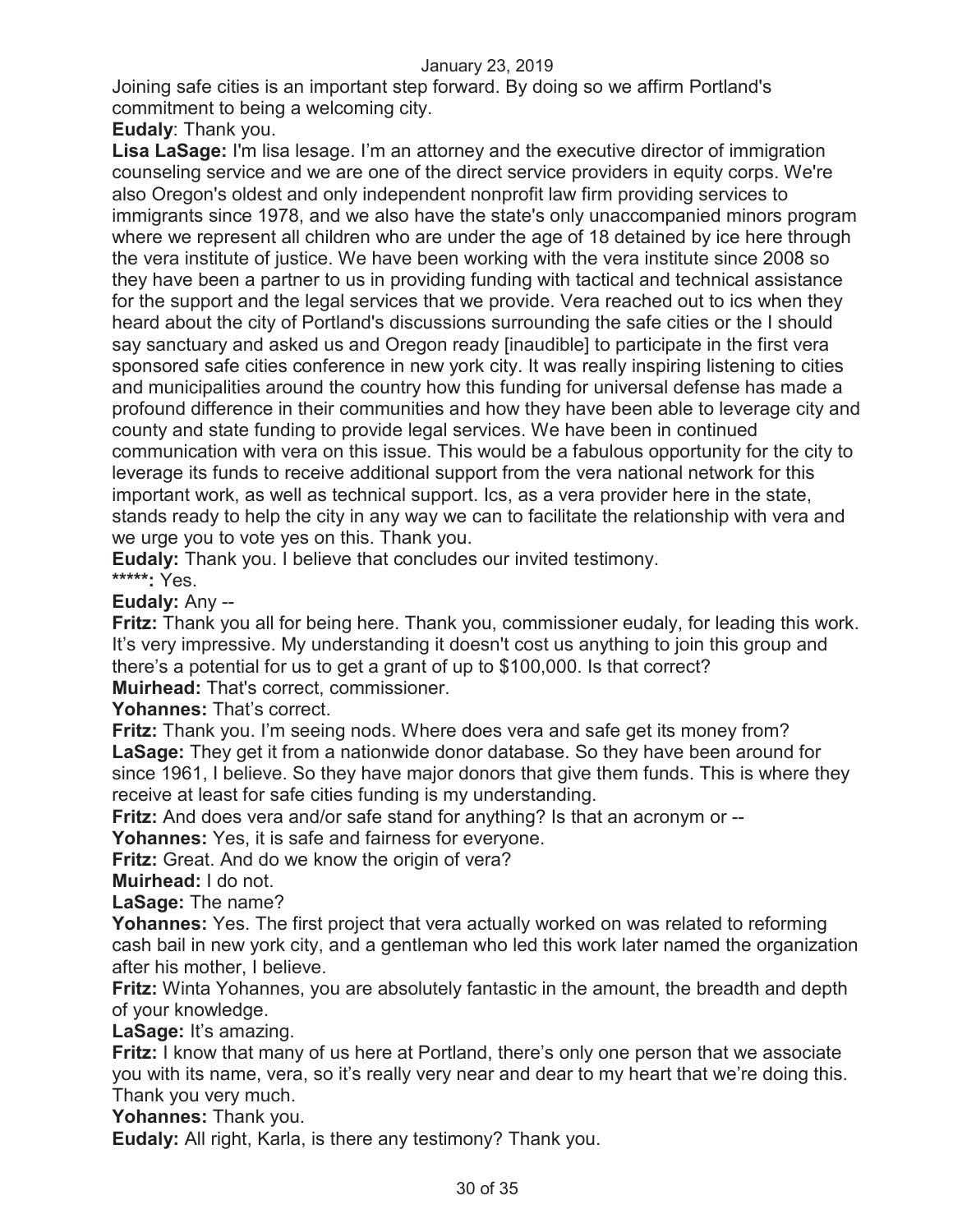Joining safe cities is an important step forward. By doing so we affirm Portland's commitment to being a welcoming city.

**Eudaly**: Thank you.

**Lisa LaSage:** I'm lisa lesage. I'm an attorney and the executive director of immigration counseling service and we are one of the direct service providers in equity corps. We're also Oregon's oldest and only independent nonprofit law firm providing services to immigrants since 1978, and we also have the state's only unaccompanied minors program where we represent all children who are under the age of 18 detained by ice here through the vera institute of justice. We have been working with the vera institute since 2008 so they have been a partner to us in providing funding with tactical and technical assistance for the support and the legal services that we provide. Vera reached out to ics when they heard about the city of Portland's discussions surrounding the safe cities or the I should say sanctuary and asked us and Oregon ready [inaudible] to participate in the first vera sponsored safe cities conference in new york city. It was really inspiring listening to cities and municipalities around the country how this funding for universal defense has made a profound difference in their communities and how they have been able to leverage city and county and state funding to provide legal services. We have been in continued communication with vera on this issue. This would be a fabulous opportunity for the city to leverage its funds to receive additional support from the vera national network for this important work, as well as technical support. Ics, as a vera provider here in the state, stands ready to help the city in any way we can to facilitate the relationship with vera and we urge you to vote yes on this. Thank you.

**Eudaly:** Thank you. I believe that concludes our invited testimony.

**\*\*\*\*\*:** Yes.

**Eudaly:** Any --

**Fritz:** Thank you all for being here. Thank you, commissioner eudaly, for leading this work. It's very impressive. My understanding it doesn't cost us anything to join this group and there's a potential for us to get a grant of up to $100,000. Is that correct?

**Muirhead:** That's correct, commissioner.

**Yohannes:** That's correct.

**Fritz:** Thank you. I'm seeing nods. Where does vera and safe get its money from?

**LaSage:** They get it from a nationwide donor database. So they have been around for since 1961, I believe. So they have major donors that give them funds. This is where they receive at least for safe cities funding is my understanding.

**Fritz:** And does vera and/or safe stand for anything? Is that an acronym or --

**Yohannes:** Yes, it is safe and fairness for everyone.

**Fritz:** Great. And do we know the origin of vera?

**Muirhead:** I do not.

**LaSage:** The name?

**Yohannes:** Yes. The first project that vera actually worked on was related to reforming cash bail in new york city, and a gentleman who led this work later named the organization after his mother, I believe.

**Fritz:** Winta Yohannes, you are absolutely fantastic in the amount, the breadth and depth of your knowledge.

**LaSage:** It's amazing.

**Fritz:** I know that many of us here at Portland, there's only one person that we associate you with its name, vera, so it's really very near and dear to my heart that we're doing this. Thank you very much.

**Yohannes:** Thank you.

**Eudaly:** All right, Karla, is there any testimony? Thank you.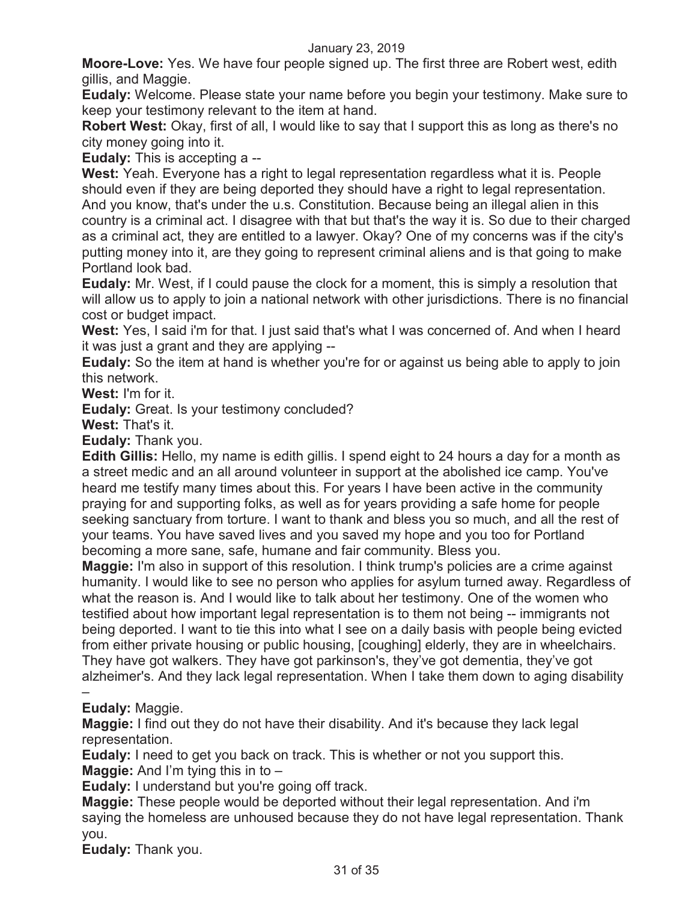**Moore-Love:** Yes. We have four people signed up. The first three are Robert west, edith gillis, and Maggie.

**Eudaly:** Welcome. Please state your name before you begin your testimony. Make sure to keep your testimony relevant to the item at hand.

**Robert West:** Okay, first of all, I would like to say that I support this as long as there's no city money going into it.

**Eudaly:** This is accepting a --

**West:** Yeah. Everyone has a right to legal representation regardless what it is. People should even if they are being deported they should have a right to legal representation. And you know, that's under the u.s. Constitution. Because being an illegal alien in this country is a criminal act. I disagree with that but that's the way it is. So due to their charged as a criminal act, they are entitled to a lawyer. Okay? One of my concerns was if the city's putting money into it, are they going to represent criminal aliens and is that going to make Portland look bad.

**Eudaly:** Mr. West, if I could pause the clock for a moment, this is simply a resolution that will allow us to apply to join a national network with other jurisdictions. There is no financial cost or budget impact.

**West:** Yes, I said i'm for that. I just said that's what I was concerned of. And when I heard it was just a grant and they are applying --

**Eudaly:** So the item at hand is whether you're for or against us being able to apply to join this network.

**West:** I'm for it.

**Eudaly:** Great. Is your testimony concluded?

**West:** That's it.

**Eudaly:** Thank you.

**Edith Gillis:** Hello, my name is edith gillis. I spend eight to 24 hours a day for a month as a street medic and an all around volunteer in support at the abolished ice camp. You've heard me testify many times about this. For years I have been active in the community praying for and supporting folks, as well as for years providing a safe home for people seeking sanctuary from torture. I want to thank and bless you so much, and all the rest of your teams. You have saved lives and you saved my hope and you too for Portland becoming a more sane, safe, humane and fair community. Bless you.

**Maggie:** I'm also in support of this resolution. I think trump's policies are a crime against humanity. I would like to see no person who applies for asylum turned away. Regardless of what the reason is. And I would like to talk about her testimony. One of the women who testified about how important legal representation is to them not being -- immigrants not being deported. I want to tie this into what I see on a daily basis with people being evicted from either private housing or public housing, [coughing] elderly, they are in wheelchairs. They have got walkers. They have got parkinson's, they've got dementia, they've got alzheimer's. And they lack legal representation. When I take them down to aging disability –

**Eudaly:** Maggie.

**Maggie:** I find out they do not have their disability. And it's because they lack legal representation.

**Eudaly:** I need to get you back on track. This is whether or not you support this.

**Maggie:** And I'm tying this in to –

**Eudaly:** I understand but you're going off track.

**Maggie:** These people would be deported without their legal representation. And i'm saying the homeless are unhoused because they do not have legal representation. Thank you.

**Eudaly:** Thank you.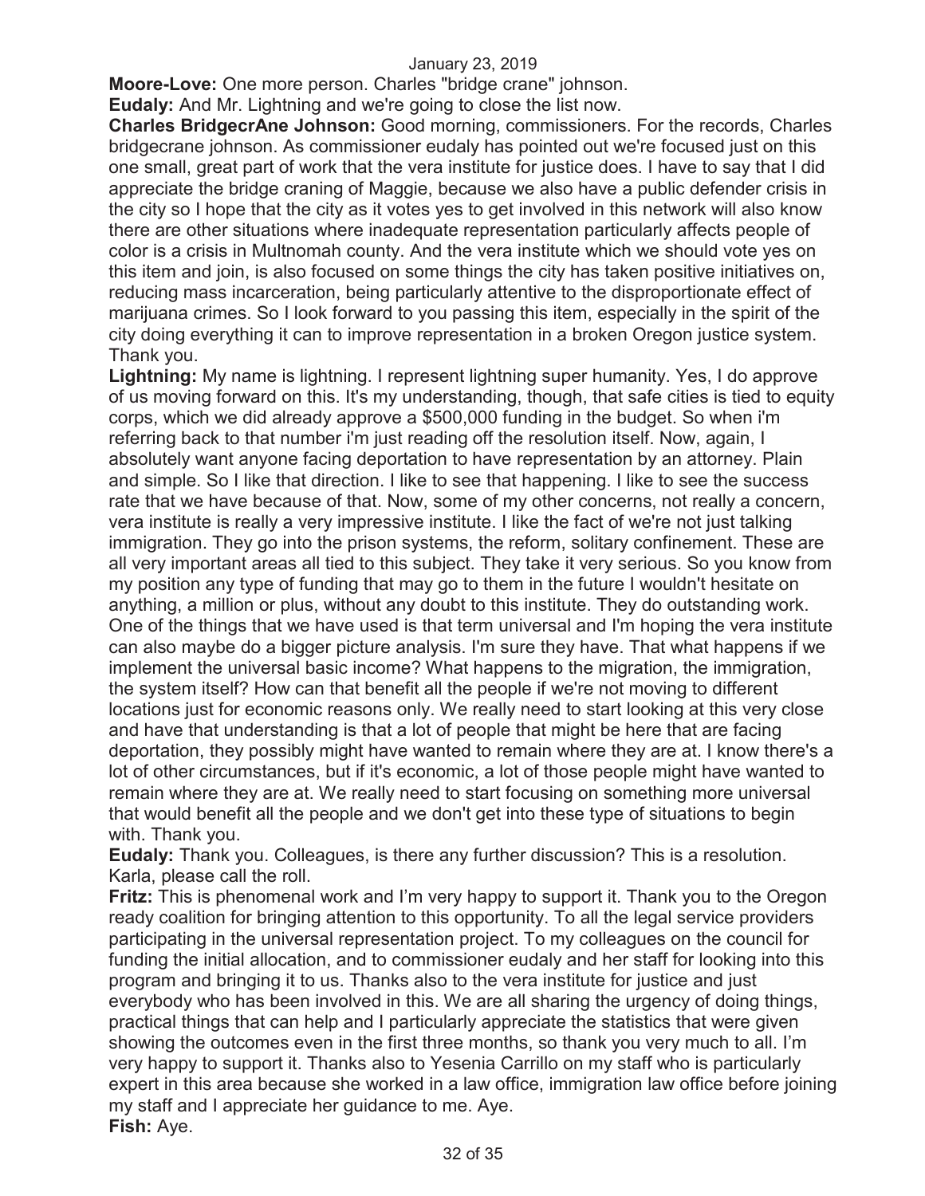**Moore-Love:** One more person. Charles "bridge crane" johnson.

**Eudaly:** And Mr. Lightning and we're going to close the list now.

**Charles BridgecrAne Johnson:** Good morning, commissioners. For the records, Charles bridgecrane johnson. As commissioner eudaly has pointed out we're focused just on this one small, great part of work that the vera institute for justice does. I have to say that I did appreciate the bridge craning of Maggie, because we also have a public defender crisis in the city so I hope that the city as it votes yes to get involved in this network will also know there are other situations where inadequate representation particularly affects people of color is a crisis in Multnomah county. And the vera institute which we should vote yes on this item and join, is also focused on some things the city has taken positive initiatives on, reducing mass incarceration, being particularly attentive to the disproportionate effect of marijuana crimes. So I look forward to you passing this item, especially in the spirit of the city doing everything it can to improve representation in a broken Oregon justice system. Thank you.

**Lightning:** My name is lightning. I represent lightning super humanity. Yes, I do approve of us moving forward on this. It's my understanding, though, that safe cities is tied to equity corps, which we did already approve a $500,000 funding in the budget. So when i'm referring back to that number i'm just reading off the resolution itself. Now, again, I absolutely want anyone facing deportation to have representation by an attorney. Plain and simple. So I like that direction. I like to see that happening. I like to see the success rate that we have because of that. Now, some of my other concerns, not really a concern, vera institute is really a very impressive institute. I like the fact of we're not just talking immigration. They go into the prison systems, the reform, solitary confinement. These are all very important areas all tied to this subject. They take it very serious. So you know from my position any type of funding that may go to them in the future I wouldn't hesitate on anything, a million or plus, without any doubt to this institute. They do outstanding work. One of the things that we have used is that term universal and I'm hoping the vera institute can also maybe do a bigger picture analysis. I'm sure they have. That what happens if we implement the universal basic income? What happens to the migration, the immigration, the system itself? How can that benefit all the people if we're not moving to different locations just for economic reasons only. We really need to start looking at this very close and have that understanding is that a lot of people that might be here that are facing deportation, they possibly might have wanted to remain where they are at. I know there's a lot of other circumstances, but if it's economic, a lot of those people might have wanted to remain where they are at. We really need to start focusing on something more universal that would benefit all the people and we don't get into these type of situations to begin with. Thank you.

**Eudaly:** Thank you. Colleagues, is there any further discussion? This is a resolution. Karla, please call the roll.

**Fritz:** This is phenomenal work and I'm very happy to support it. Thank you to the Oregon ready coalition for bringing attention to this opportunity. To all the legal service providers participating in the universal representation project. To my colleagues on the council for funding the initial allocation, and to commissioner eudaly and her staff for looking into this program and bringing it to us. Thanks also to the vera institute for justice and just everybody who has been involved in this. We are all sharing the urgency of doing things, practical things that can help and I particularly appreciate the statistics that were given showing the outcomes even in the first three months, so thank you very much to all. I'm very happy to support it. Thanks also to Yesenia Carrillo on my staff who is particularly expert in this area because she worked in a law office, immigration law office before joining my staff and I appreciate her guidance to me. Aye.

**Fish:** Aye.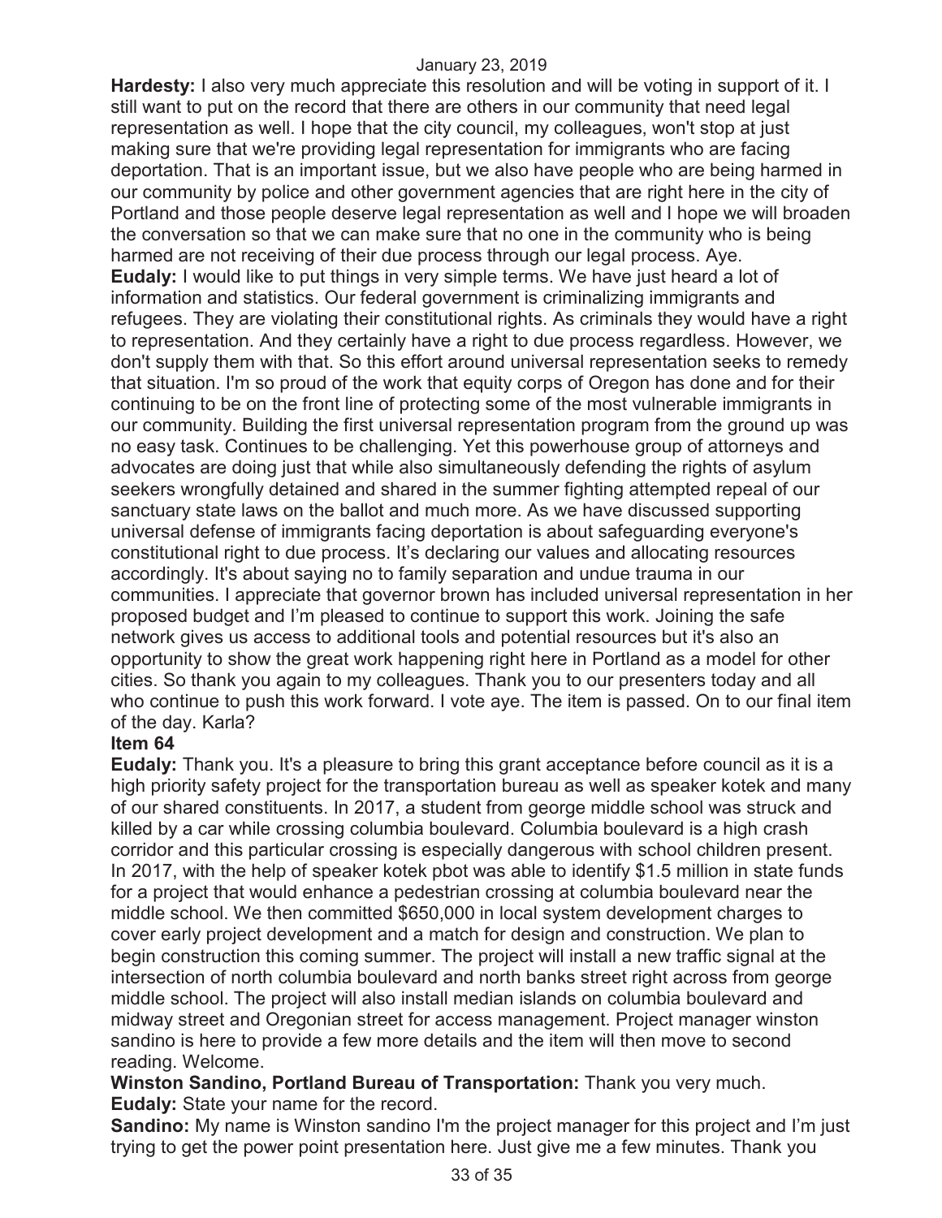**Hardesty:** I also very much appreciate this resolution and will be voting in support of it. I still want to put on the record that there are others in our community that need legal representation as well. I hope that the city council, my colleagues, won't stop at just making sure that we're providing legal representation for immigrants who are facing deportation. That is an important issue, but we also have people who are being harmed in our community by police and other government agencies that are right here in the city of Portland and those people deserve legal representation as well and I hope we will broaden the conversation so that we can make sure that no one in the community who is being harmed are not receiving of their due process through our legal process. Aye.

**Eudaly:** I would like to put things in very simple terms. We have just heard a lot of information and statistics. Our federal government is criminalizing immigrants and refugees. They are violating their constitutional rights. As criminals they would have a right to representation. And they certainly have a right to due process regardless. However, we don't supply them with that. So this effort around universal representation seeks to remedy that situation. I'm so proud of the work that equity corps of Oregon has done and for their continuing to be on the front line of protecting some of the most vulnerable immigrants in our community. Building the first universal representation program from the ground up was no easy task. Continues to be challenging. Yet this powerhouse group of attorneys and advocates are doing just that while also simultaneously defending the rights of asylum seekers wrongfully detained and shared in the summer fighting attempted repeal of our sanctuary state laws on the ballot and much more. As we have discussed supporting universal defense of immigrants facing deportation is about safeguarding everyone's constitutional right to due process. It's declaring our values and allocating resources accordingly. It's about saying no to family separation and undue trauma in our communities. I appreciate that governor brown has included universal representation in her proposed budget and I'm pleased to continue to support this work. Joining the safe network gives us access to additional tools and potential resources but it's also an opportunity to show the great work happening right here in Portland as a model for other cities. So thank you again to my colleagues. Thank you to our presenters today and all who continue to push this work forward. I vote aye. The item is passed. On to our final item of the day. Karla?

**Item 64**

**Eudaly:** Thank you. It's a pleasure to bring this grant acceptance before council as it is a high priority safety project for the transportation bureau as well as speaker kotek and many of our shared constituents. In 2017, a student from george middle school was struck and killed by a car while crossing columbia boulevard. Columbia boulevard is a high crash corridor and this particular crossing is especially dangerous with school children present. In 2017, with the help of speaker kotek pbot was able to identify $1.5 million in state funds for a project that would enhance a pedestrian crossing at columbia boulevard near the middle school. We then committed $650,000 in local system development charges to cover early project development and a match for design and construction. We plan to begin construction this coming summer. The project will install a new traffic signal at the intersection of north columbia boulevard and north banks street right across from george middle school. The project will also install median islands on columbia boulevard and midway street and Oregonian street for access management. Project manager winston sandino is here to provide a few more details and the item will then move to second reading. Welcome.

**Winston Sandino, Portland Bureau of Transportation:** Thank you very much.

**Eudaly:** State your name for the record.

**Sandino:** My name is Winston sandino I'm the project manager for this project and I'm just trying to get the power point presentation here. Just give me a few minutes. Thank you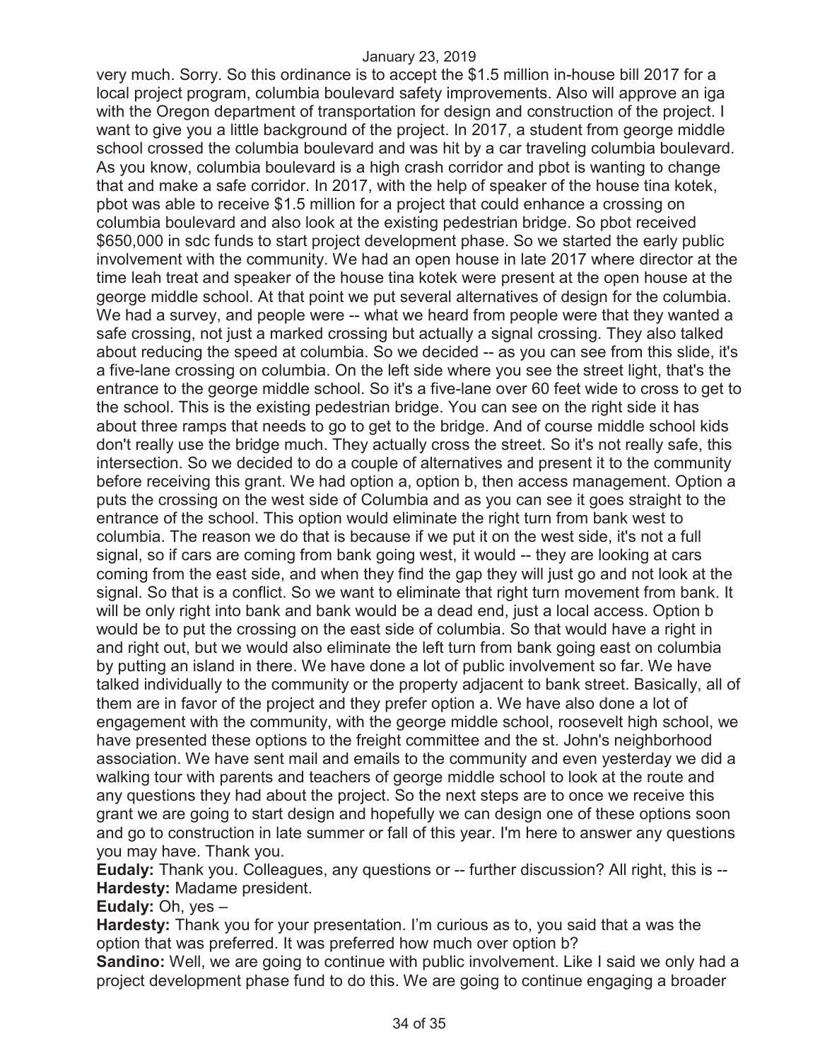very much. Sorry. So this ordinance is to accept the $1.5 million in-house bill 2017 for a local project program, columbia boulevard safety improvements. Also will approve an iga with the Oregon department of transportation for design and construction of the project. I want to give you a little background of the project. In 2017, a student from george middle school crossed the columbia boulevard and was hit by a car traveling columbia boulevard. As you know, columbia boulevard is a high crash corridor and pbot is wanting to change that and make a safe corridor. In 2017, with the help of speaker of the house tina kotek, pbot was able to receive $1.5 million for a project that could enhance a crossing on columbia boulevard and also look at the existing pedestrian bridge. So pbot received $650,000 in sdc funds to start project development phase. So we started the early public involvement with the community. We had an open house in late 2017 where director at the time leah treat and speaker of the house tina kotek were present at the open house at the george middle school. At that point we put several alternatives of design for the columbia. We had a survey, and people were -- what we heard from people were that they wanted a safe crossing, not just a marked crossing but actually a signal crossing. They also talked about reducing the speed at columbia. So we decided -- as you can see from this slide, it's a five-lane crossing on columbia. On the left side where you see the street light, that's the entrance to the george middle school. So it's a five-lane over 60 feet wide to cross to get to the school. This is the existing pedestrian bridge. You can see on the right side it has about three ramps that needs to go to get to the bridge. And of course middle school kids don't really use the bridge much. They actually cross the street. So it's not really safe, this intersection. So we decided to do a couple of alternatives and present it to the community before receiving this grant. We had option a, option b, then access management. Option a puts the crossing on the west side of Columbia and as you can see it goes straight to the entrance of the school. This option would eliminate the right turn from bank west to columbia. The reason we do that is because if we put it on the west side, it's not a full signal, so if cars are coming from bank going west, it would -- they are looking at cars coming from the east side, and when they find the gap they will just go and not look at the signal. So that is a conflict. So we want to eliminate that right turn movement from bank. It will be only right into bank and bank would be a dead end, just a local access. Option b would be to put the crossing on the east side of columbia. So that would have a right in and right out, but we would also eliminate the left turn from bank going east on columbia by putting an island in there. We have done a lot of public involvement so far. We have talked individually to the community or the property adjacent to bank street. Basically, all of them are in favor of the project and they prefer option a. We have also done a lot of engagement with the community, with the george middle school, roosevelt high school, we have presented these options to the freight committee and the st. John's neighborhood association. We have sent mail and emails to the community and even yesterday we did a walking tour with parents and teachers of george middle school to look at the route and any questions they had about the project. So the next steps are to once we receive this grant we are going to start design and hopefully we can design one of these options soon and go to construction in late summer or fall of this year. I'm here to answer any questions you may have. Thank you.

**Eudaly:** Thank you. Colleagues, any questions or -- further discussion? All right, this is --

**Hardesty:** Madame president.

**Eudaly:** Oh, yes –

**Hardesty:** Thank you for your presentation. I'm curious as to, you said that a was the option that was preferred. It was preferred how much over option b?

**Sandino:** Well, we are going to continue with public involvement. Like I said we only had a project development phase fund to do this. We are going to continue engaging a broader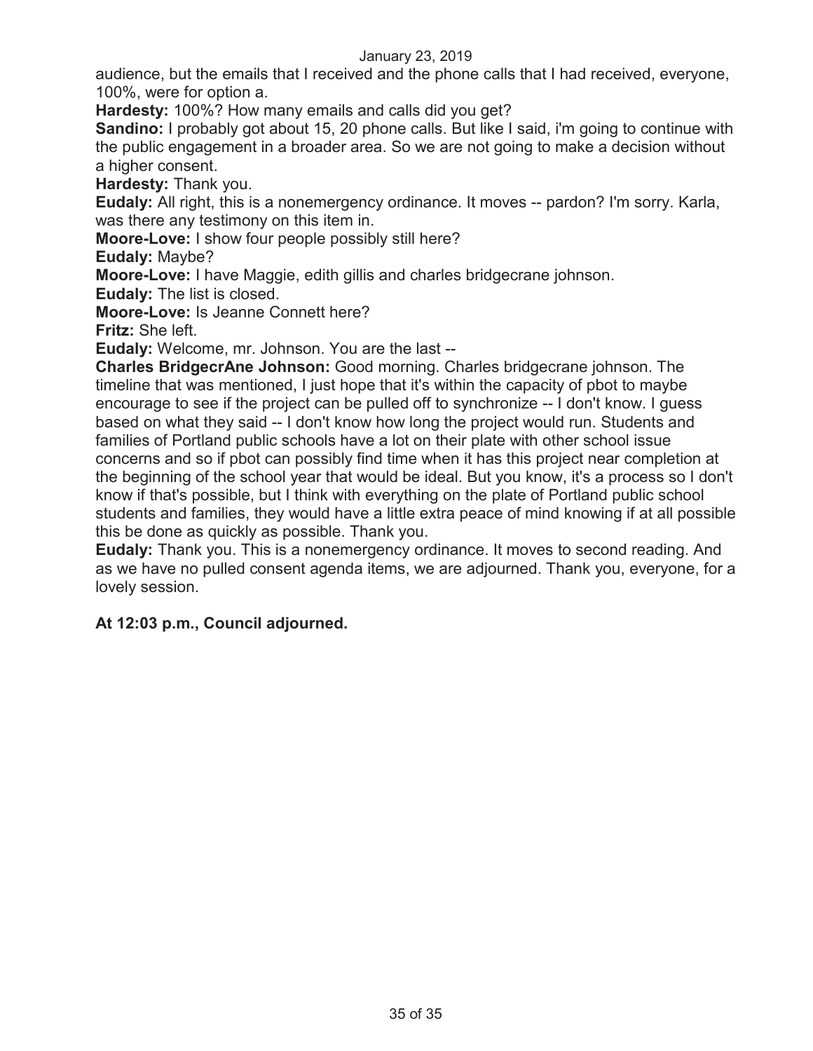audience, but the emails that I received and the phone calls that I had received, everyone, 100%, were for option a.

**Hardesty:** 100%? How many emails and calls did you get?

**Sandino:** I probably got about 15, 20 phone calls. But like I said, i'm going to continue with the public engagement in a broader area. So we are not going to make a decision without a higher consent.

**Hardesty:** Thank you.

**Eudaly:** All right, this is a nonemergency ordinance. It moves -- pardon? I'm sorry. Karla, was there any testimony on this item in.

**Moore-Love:** I show four people possibly still here?

**Eudaly:** Maybe?

**Moore-Love:** I have Maggie, edith gillis and charles bridgecrane johnson.

**Eudaly:** The list is closed.

**Moore-Love:** Is Jeanne Connett here?

**Fritz:** She left.

**Eudaly:** Welcome, mr. Johnson. You are the last --

**Charles BridgecrAne Johnson:** Good morning. Charles bridgecrane johnson. The timeline that was mentioned, I just hope that it's within the capacity of pbot to maybe encourage to see if the project can be pulled off to synchronize -- I don't know. I guess based on what they said -- I don't know how long the project would run. Students and families of Portland public schools have a lot on their plate with other school issue concerns and so if pbot can possibly find time when it has this project near completion at the beginning of the school year that would be ideal. But you know, it's a process so I don't know if that's possible, but I think with everything on the plate of Portland public school students and families, they would have a little extra peace of mind knowing if at all possible this be done as quickly as possible. Thank you.

**Eudaly:** Thank you. This is a nonemergency ordinance. It moves to second reading. And as we have no pulled consent agenda items, we are adjourned. Thank you, everyone, for a lovely session.

**At 12:03 p.m., Council adjourned.**